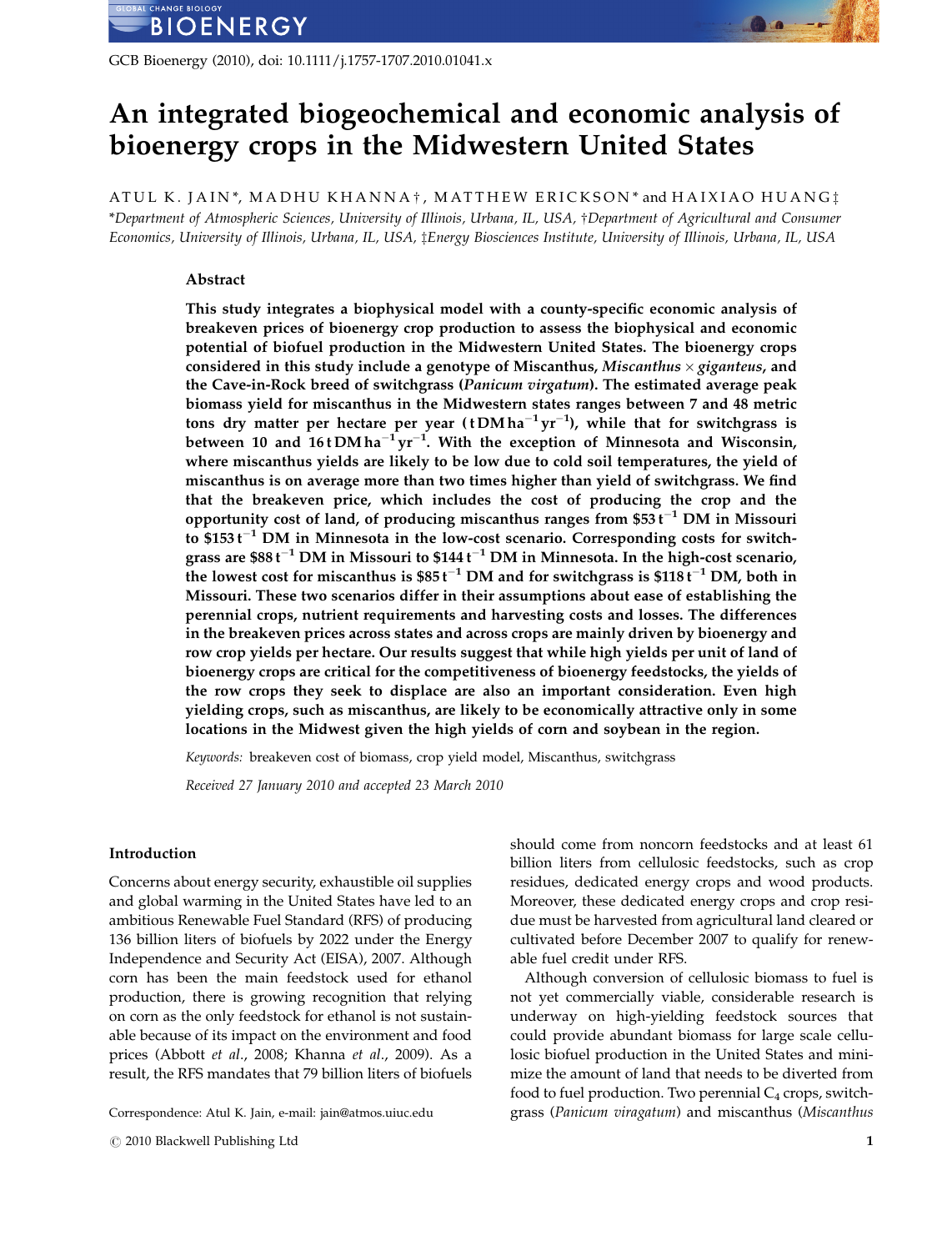# An integrated biogeochemical and economic analysis of bioenergy crops in the Midwestern United States

ATUL K. JAIN*, MADHU KHANNA†, MATTHEW ERICKSON* and HAIXIAO HUANG‡

*Department of Atmospheric Sciences, University of Illinois, Urbana, IL, USA, †Department of Agricultural and Consumer Economics, University of Illinois, Urbana, IL, USA, ‡Energy Biosciences Institute, University of Illinois, Urbana, IL, USA

## Abstract

**This study integrates a biophysical model with a county-specific economic analysis of breakeven prices of bioenergy crop production to assess the biophysical and economic potential of biofuel production in the Midwestern United States. The bioenergy crops considered in this study include a genotype of Miscanthus, *Miscanthus × giganteus*, and the Cave-in-Rock breed of switchgrass (*Panicum virgatum*). The estimated average peak biomass yield for miscanthus in the Midwestern states ranges between 7 and 48 metric tons dry matter per hectare per year ($t\,DM\,ha^{-1}\,yr^{-1}$), while that for switchgrass is between 10 and 16 $t\,DM\,ha^{-1}\,yr^{-1}$. With the exception of Minnesota and Wisconsin, where miscanthus yields are likely to be low due to cold soil temperatures, the yield of miscanthus is on average more than two times higher than yield of switchgrass. We find that the breakeven price, which includes the cost of producing the crop and the opportunity cost of land, of producing miscanthus ranges from \$53 $t^{-1}$ DM in Missouri to \$153 $t^{-1}$ DM in Minnesota in the low-cost scenario. Corresponding costs for switchgrass are \$88 $t^{-1}$ DM in Missouri to \$144 $t^{-1}$ DM in Minnesota. In the high-cost scenario, the lowest cost for miscanthus is \$85 $t^{-1}$ DM and for switchgrass is \$118 $t^{-1}$ DM, both in Missouri. These two scenarios differ in their assumptions about ease of establishing the perennial crops, nutrient requirements and harvesting costs and losses. The differences in the breakeven prices across states and across crops are mainly driven by bioenergy and row crop yields per hectare. Our results suggest that while high yields per unit of land of bioenergy crops are critical for the competitiveness of bioenergy feedstocks, the yields of the row crops they seek to displace are also an important consideration. Even high yielding crops, such as miscanthus, are likely to be economically attractive only in some locations in the Midwest given the high yields of corn and soybean in the region.**

*Keywords:* breakeven cost of biomass, crop yield model, Miscanthus, switchgrass

*Received 27 January 2010 and accepted 23 March 2010*

## Introduction

Concerns about energy security, exhaustible oil supplies and global warming in the United States have led to an ambitious Renewable Fuel Standard (RFS) of producing 136 billion liters of biofuels by 2022 under the Energy Independence and Security Act (EISA), 2007. Although corn has been the main feedstock used for ethanol production, there is growing recognition that relying on corn as the only feedstock for ethanol is not sustainable because of its impact on the environment and food prices (Abbott *et al*., 2008; Khanna *et al*., 2009). As a result, the RFS mandates that 79 billion liters of biofuels should come from noncorn feedstocks and at least 61 billion liters from cellulosic feedstocks, such as crop residues, dedicated energy crops and wood products. Moreover, these dedicated energy crops and crop residue must be harvested from agricultural land cleared or cultivated before December 2007 to qualify for renewable fuel credit under RFS.

Although conversion of cellulosic biomass to fuel is not yet commercially viable, considerable research is underway on high-yielding feedstock sources that could provide abundant biomass for large scale cellulosic biofuel production in the United States and minimize the amount of land that needs to be diverted from food to fuel production. Two perennial $C_4$ crops, switchgrass (*Panicum viragatum*) and miscanthus (*Miscanthus*

Correspondence: Atul K. Jain, e-mail: jain@atmos.uiuc.edu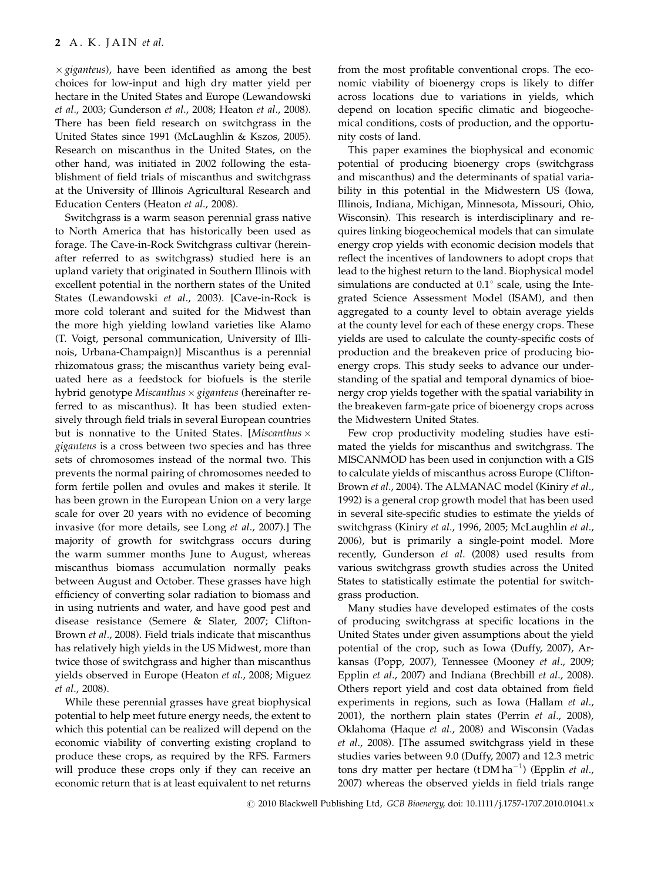×*giganteus*), have been identified as among the best choices for low-input and high dry matter yield per hectare in the United States and Europe (Lewandowski *et al*., 2003; Gunderson *et al*., 2008; Heaton *et al*., 2008). There has been field research on switchgrass in the United States since 1991 (McLaughlin & Kszos, 2005). Research on miscanthus in the United States, on the other hand, was initiated in 2002 following the establishment of field trials of miscanthus and switchgrass at the University of Illinois Agricultural Research and Education Centers (Heaton *et al*., 2008).

Switchgrass is a warm season perennial grass native to North America that has historically been used as forage. The Cave-in-Rock Switchgrass cultivar (hereinafter referred to as switchgrass) studied here is an upland variety that originated in Southern Illinois with excellent potential in the northern states of the United States (Lewandowski *et al*., 2003). [Cave-in-Rock is more cold tolerant and suited for the Midwest than the more high yielding lowland varieties like Alamo (T. Voigt, personal communication, University of Illinois, Urbana-Champaign)] Miscanthus is a perennial rhizomatous grass; the miscanthus variety being evaluated here as a feedstock for biofuels is the sterile hybrid genotype *Miscanthus* × *giganteus* (hereinafter referred to as miscanthus). It has been studied extensively through field trials in several European countries but is nonnative to the United States. [*Miscanthus* × *giganteus* is a cross between two species and has three sets of chromosomes instead of the normal two. This prevents the normal pairing of chromosomes needed to form fertile pollen and ovules and makes it sterile. It has been grown in the European Union on a very large scale for over 20 years with no evidence of becoming invasive (for more details, see Long *et al*., 2007).] The majority of growth for switchgrass occurs during the warm summer months June to August, whereas miscanthus biomass accumulation normally peaks between August and October. These grasses have high efficiency of converting solar radiation to biomass and in using nutrients and water, and have good pest and disease resistance (Semere & Slater, 2007; Clifton-Brown *et al*., 2008). Field trials indicate that miscanthus has relatively high yields in the US Midwest, more than twice those of switchgrass and higher than miscanthus yields observed in Europe (Heaton *et al*., 2008; Miguez *et al*., 2008).

While these perennial grasses have great biophysical potential to help meet future energy needs, the extent to which this potential can be realized will depend on the economic viability of converting existing cropland to produce these crops, as required by the RFS. Farmers will produce these crops only if they can receive an economic return that is at least equivalent to net returns from the most profitable conventional crops. The economic viability of bioenergy crops is likely to differ across locations due to variations in yields, which depend on location specific climatic and biogeochemical conditions, costs of production, and the opportunity costs of land.

This paper examines the biophysical and economic potential of producing bioenergy crops (switchgrass and miscanthus) and the determinants of spatial variability in this potential in the Midwestern US (Iowa, Illinois, Indiana, Michigan, Minnesota, Missouri, Ohio, Wisconsin). This research is interdisciplinary and requires linking biogeochemical models that can simulate energy crop yields with economic decision models that reflect the incentives of landowners to adopt crops that lead to the highest return to the land. Biophysical model simulations are conducted at 0.1° scale, using the Integrated Science Assessment Model (ISAM), and then aggregated to a county level to obtain average yields at the county level for each of these energy crops. These yields are used to calculate the county-specific costs of production and the breakeven price of producing bioenergy crops. This study seeks to advance our understanding of the spatial and temporal dynamics of bioenergy crop yields together with the spatial variability in the breakeven farm-gate price of bioenergy crops across the Midwestern United States.

Few crop productivity modeling studies have estimated the yields for miscanthus and switchgrass. The MISCANMOD has been used in conjunction with a GIS to calculate yields of miscanthus across Europe (Clifton-Brown *et al*., 2004). The ALMANAC model (Kiniry *et al*., 1992) is a general crop growth model that has been used in several site-specific studies to estimate the yields of switchgrass (Kiniry *et al*., 1996, 2005; McLaughlin *et al*., 2006), but is primarily a single-point model. More recently, Gunderson *et al*. (2008) used results from various switchgrass growth studies across the United States to statistically estimate the potential for switchgrass production.

Many studies have developed estimates of the costs of producing switchgrass at specific locations in the United States under given assumptions about the yield potential of the crop, such as Iowa (Duffy, 2007), Arkansas (Popp, 2007), Tennessee (Mooney *et al*., 2009; Epplin *et al*., 2007) and Indiana (Brechbill *et al*., 2008). Others report yield and cost data obtained from field experiments in regions, such as Iowa (Hallam *et al*., 2001), the northern plain states (Perrin *et al*., 2008), Oklahoma (Haque *et al*., 2008) and Wisconsin (Vadas *et al*., 2008). [The assumed switchgrass yield in these studies varies between 9.0 (Duffy, 2007) and 12.3 metric tons dry matter per hectare (t DM $ha^{-1}$) (Epplin *et al*., 2007) whereas the observed yields in field trials range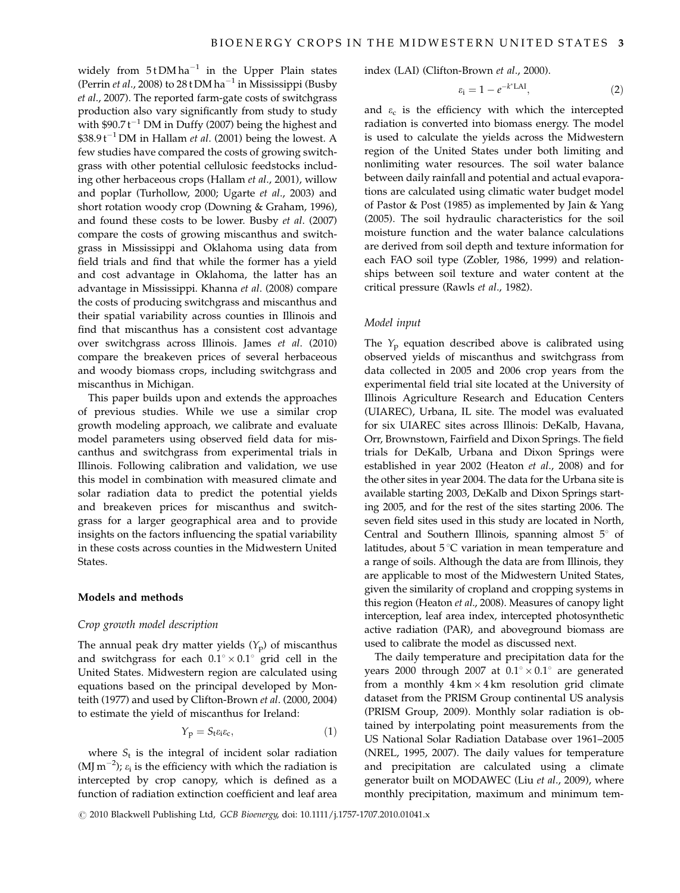widely from 5 t DM ha$^{-1}$ in the Upper Plain states (Perrin *et al*., 2008) to 28 t DM ha$^{-1}$ in Mississippi (Busby *et al*., 2007). The reported farm-gate costs of switchgrass production also vary significantly from study to study with \$90.7 t$^{-1}$ DM in Duffy (2007) being the highest and \$38.9 t$^{-1}$ DM in Hallam *et al*. (2001) being the lowest. A few studies have compared the costs of growing switchgrass with other potential cellulosic feedstocks including other herbaceous crops (Hallam *et al*., 2001), willow and poplar (Turhollow, 2000; Ugarte *et al*., 2003) and short rotation woody crop (Downing & Graham, 1996), and found these costs to be lower. Busby *et al*. (2007) compare the costs of growing miscanthus and switchgrass in Mississippi and Oklahoma using data from field trials and find that while the former has a yield and cost advantage in Oklahoma, the latter has an advantage in Mississippi. Khanna *et al*. (2008) compare the costs of producing switchgrass and miscanthus and their spatial variability across counties in Illinois and find that miscanthus has a consistent cost advantage over switchgrass across Illinois. James *et al*. (2010) compare the breakeven prices of several herbaceous and woody biomass crops, including switchgrass and miscanthus in Michigan.

This paper builds upon and extends the approaches of previous studies. While we use a similar crop growth modeling approach, we calibrate and evaluate model parameters using observed field data for miscanthus and switchgrass from experimental trials in Illinois. Following calibration and validation, we use this model in combination with measured climate and solar radiation data to predict the potential yields and breakeven prices for miscanthus and switchgrass for a larger geographical area and to provide insights on the factors influencing the spatial variability in these costs across counties in the Midwestern United States.

## Models and methods

### Crop growth model description

The annual peak dry matter yields ($Y_p$) of miscanthus and switchgrass for each $0.1^\circ \times 0.1^\circ$ grid cell in the United States. Midwestern region are calculated using equations based on the principal developed by Monteith (1977) and used by Clifton-Brown *et al*. (2000, 2004) to estimate the yield of miscanthus for Ireland:

$$Y_p = S_t \varepsilon_i \varepsilon_c, \tag{1}$$

where $S_t$ is the integral of incident solar radiation (MJ m$^{-2}$); $\varepsilon_i$ is the efficiency with which the radiation is intercepted by crop canopy, which is defined as a function of radiation extinction coefficient and leaf area index (LAI) (Clifton-Brown *et al*., 2000).

$$\varepsilon_i = 1 - e^{-k^* \mathrm{LAI}}, \tag{2}$$

and $\varepsilon_c$ is the efficiency with which the intercepted radiation is converted into biomass energy. The model is used to calculate the yields across the Midwestern region of the United States under both limiting and nonlimiting water resources. The soil water balance between daily rainfall and potential and actual evaporations are calculated using climatic water budget model of Pastor & Post (1985) as implemented by Jain & Yang (2005). The soil hydraulic characteristics for the soil moisture function and the water balance calculations are derived from soil depth and texture information for each FAO soil type (Zobler, 1986, 1999) and relationships between soil texture and water content at the critical pressure (Rawls *et al*., 1982).

### Model input

The $Y_p$ equation described above is calibrated using observed yields of miscanthus and switchgrass from data collected in 2005 and 2006 crop years from the experimental field trial site located at the University of Illinois Agriculture Research and Education Centers (UIAREC), Urbana, IL site. The model was evaluated for six UIAREC sites across Illinois: DeKalb, Havana, Orr, Brownstown, Fairfield and Dixon Springs. The field trials for DeKalb, Urbana and Dixon Springs were established in year 2002 (Heaton *et al*., 2008) and for the other sites in year 2004. The data for the Urbana site is available starting 2003, DeKalb and Dixon Springs starting 2005, and for the rest of the sites starting 2006. The seven field sites used in this study are located in North, Central and Southern Illinois, spanning almost 5° of latitudes, about 5 °C variation in mean temperature and a range of soils. Although the data are from Illinois, they are applicable to most of the Midwestern United States, given the similarity of cropland and cropping systems in this region (Heaton *et al*., 2008). Measures of canopy light interception, leaf area index, intercepted photosynthetic active radiation (PAR), and aboveground biomass are used to calibrate the model as discussed next.

The daily temperature and precipitation data for the years 2000 through 2007 at $0.1^\circ \times 0.1^\circ$ are generated from a monthly 4 km × 4 km resolution grid climate dataset from the PRISM Group continental US analysis (PRISM Group, 2009). Monthly solar radiation is obtained by interpolating point measurements from the US National Solar Radiation Database over 1961–2005 (NREL, 1995, 2007). The daily values for temperature and precipitation are calculated using a climate generator built on MODAWEC (Liu *et al*., 2009), where monthly precipitation, maximum and minimum tem-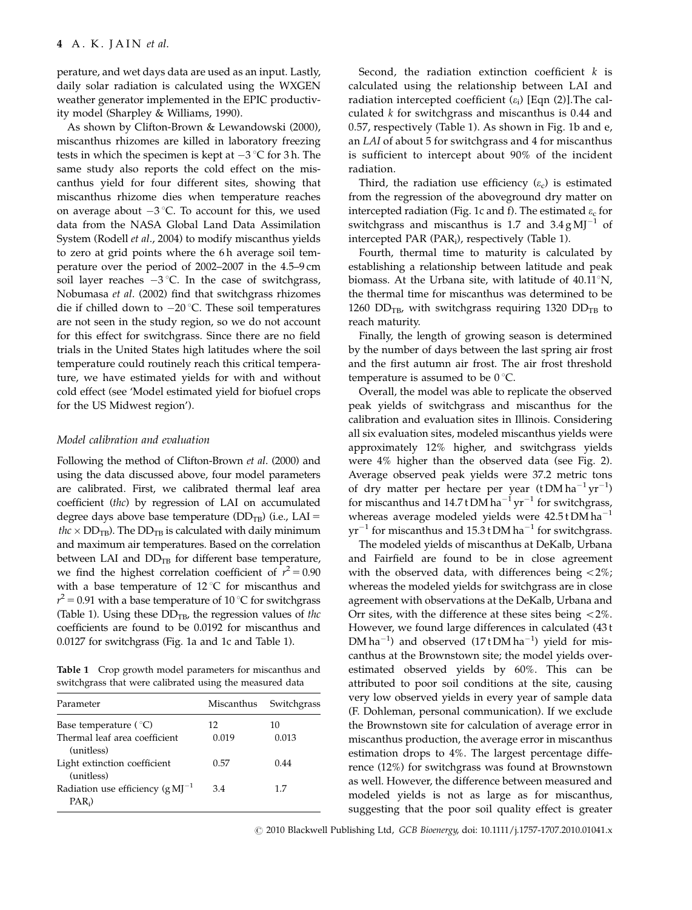perature, and wet days data are used as an input. Lastly, daily solar radiation is calculated using the WXGEN weather generator implemented in the EPIC productivity model (Sharpley & Williams, 1990).

As shown by Clifton-Brown & Lewandowski (2000), miscanthus rhizomes are killed in laboratory freezing tests in which the specimen is kept at $-3\,^{\circ}\mathrm{C}$ for 3 h. The same study also reports the cold effect on the miscanthus yield for four different sites, showing that miscanthus rhizome dies when temperature reaches on average about $-3\,^{\circ}\mathrm{C}$. To account for this, we used data from the NASA Global Land Data Assimilation System (Rodell *et al*., 2004) to modify miscanthus yields to zero at grid points where the 6 h average soil temperature over the period of 2002–2007 in the 4.5–9 cm soil layer reaches $-3\,^{\circ}\mathrm{C}$. In the case of switchgrass, Nobumasa *et al*. (2002) find that switchgrass rhizomes die if chilled down to $-20\,^{\circ}\mathrm{C}$. These soil temperatures are not seen in the study region, so we do not account for this effect for switchgrass. Since there are no field trials in the United States high latitudes where the soil temperature could routinely reach this critical temperature, we have estimated yields for with and without cold effect (see 'Model estimated yield for biofuel crops for the US Midwest region').

### *Model calibration and evaluation*

Following the method of Clifton-Brown *et al*. (2000) and using the data discussed above, four model parameters are calibrated. First, we calibrated thermal leaf area coefficient (*thc*) by regression of LAI on accumulated degree days above base temperature ($DD_{TB}$) (i.e., LAI = $thc \times DD_{TB}$). The $DD_{TB}$ is calculated with daily minimum and maximum air temperatures. Based on the correlation between LAI and $DD_{TB}$ for different base temperature, we find the highest correlation coefficient of $r^2 = 0.90$ with a base temperature of $12\,^{\circ}\mathrm{C}$ for miscanthus and $r^2 = 0.91$ with a base temperature of $10\,^{\circ}\mathrm{C}$ for switchgrass (Table 1). Using these $DD_{TB}$, the regression values of *thc* coefficients are found to be 0.0192 for miscanthus and 0.0127 for switchgrass (Fig. 1a and 1c and Table 1).

**Table 1** Crop growth model parameters for miscanthus and switchgrass that were calibrated using the measured data

| Parameter | Miscanthus | Switchgrass |
|---|---|---|
| Base temperature (°C) | 12 | 10 |
| Thermal leaf area coefficient (unitless) | 0.019 | 0.013 |
| Light extinction coefficient (unitless) | 0.57 | 0.44 |
| Radiation use efficiency ($\mathrm{g\,MJ^{-1}}$ $\mathrm{PAR_i}$) | 3.4 | 1.7 |

Second, the radiation extinction coefficient $k$ is calculated using the relationship between LAI and radiation intercepted coefficient ($\varepsilon_i$) [Eqn (2)].The calculated $k$ for switchgrass and miscanthus is 0.44 and 0.57, respectively (Table 1). As shown in Fig. 1b and e, an *LAI* of about 5 for switchgrass and 4 for miscanthus is sufficient to intercept about 90% of the incident radiation.

Third, the radiation use efficiency ($\varepsilon_c$) is estimated from the regression of the aboveground dry matter on intercepted radiation (Fig. 1c and f). The estimated $\varepsilon_c$ for switchgrass and miscanthus is 1.7 and $3.4\,\mathrm{g\,MJ^{-1}}$ of intercepted PAR ($\mathrm{PAR_i}$), respectively (Table 1).

Fourth, thermal time to maturity is calculated by establishing a relationship between latitude and peak biomass. At the Urbana site, with latitude of 40.11°N, the thermal time for miscanthus was determined to be 1260 $DD_{TB}$, with switchgrass requiring 1320 $DD_{TB}$ to reach maturity.

Finally, the length of growing season is determined by the number of days between the last spring air frost and the first autumn air frost. The air frost threshold temperature is assumed to be $0\,^{\circ}\mathrm{C}$.

Overall, the model was able to replicate the observed peak yields of switchgrass and miscanthus for the calibration and evaluation sites in Illinois. Considering all six evaluation sites, modeled miscanthus yields were approximately 12% higher, and switchgrass yields were 4% higher than the observed data (see Fig. 2). Average observed peak yields were 37.2 metric tons of dry matter per hectare per year ($\mathrm{t\,DM\,ha^{-1}\,yr^{-1}}$) for miscanthus and $14.7\,\mathrm{t\,DM\,ha^{-1}\,yr^{-1}}$ for switchgrass, whereas average modeled yields were $42.5\,\mathrm{t\,DM\,ha^{-1}\,yr^{-1}}$ for miscanthus and $15.3\,\mathrm{t\,DM\,ha^{-1}}$ for switchgrass.

The modeled yields of miscanthus at DeKalb, Urbana and Fairfield are found to be in close agreement with the observed data, with differences being <2%; whereas the modeled yields for switchgrass are in close agreement with observations at the DeKalb, Urbana and Orr sites, with the difference at these sites being <2%. However, we found large differences in calculated ($43\,\mathrm{t\,DM\,ha^{-1}}$) and observed ($17\,\mathrm{t\,DM\,ha^{-1}}$) yield for miscanthus at the Brownstown site; the model yields overestimated observed yields by 60%. This can be attributed to poor soil conditions at the site, causing very low observed yields in every year of sample data (F. Dohleman, personal communication). If we exclude the Brownstown site for calculation of average error in miscanthus production, the average error in miscanthus estimation drops to 4%. The largest percentage difference (12%) for switchgrass was found at Brownstown as well. However, the difference between measured and modeled yields is not as large as for miscanthus, suggesting that the poor soil quality effect is greater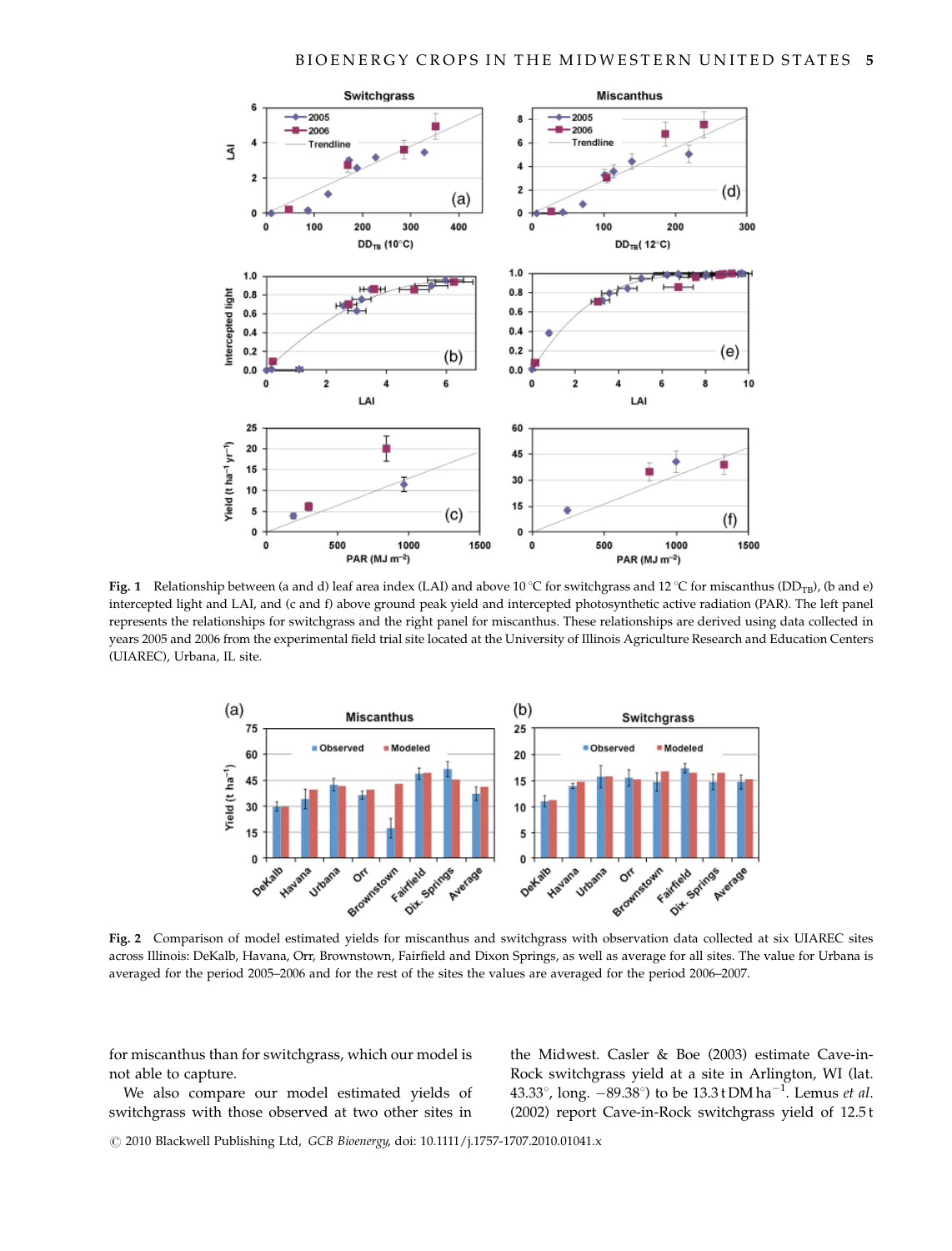Fig. 1 Relationship between (a and d) leaf area index (LAI) and above 10 °C for switchgrass and 12 °C for miscanthus ($DD_{TB}$), (b and e) intercepted light and LAI, and (c and f) above ground peak yield and intercepted photosynthetic active radiation (PAR). The left panel represents the relationships for switchgrass and the right panel for miscanthus. These relationships are derived using data collected in years 2005 and 2006 from the experimental field trial site located at the University of Illinois Agriculture Research and Education Centers (UIAREC), Urbana, IL site.

Fig. 2 Comparison of model estimated yields for miscanthus and switchgrass with observation data collected at six UIAREC sites across Illinois: DeKalb, Havana, Orr, Brownstown, Fairfield and Dixon Springs, as well as average for all sites. The value for Urbana is averaged for the period 2005–2006 and for the rest of the sites the values are averaged for the period 2006–2007.

for miscanthus than for switchgrass, which our model is not able to capture.

We also compare our model estimated yields of switchgrass with those observed at two other sites in the Midwest. Casler & Boe (2003) estimate Cave-in-Rock switchgrass yield at a site in Arlington, WI (lat. 43.33°, long. −89.38°) to be 13.3 t DM $ha^{-1}$. Lemus *et al.* (2002) report Cave-in-Rock switchgrass yield of 12.5 t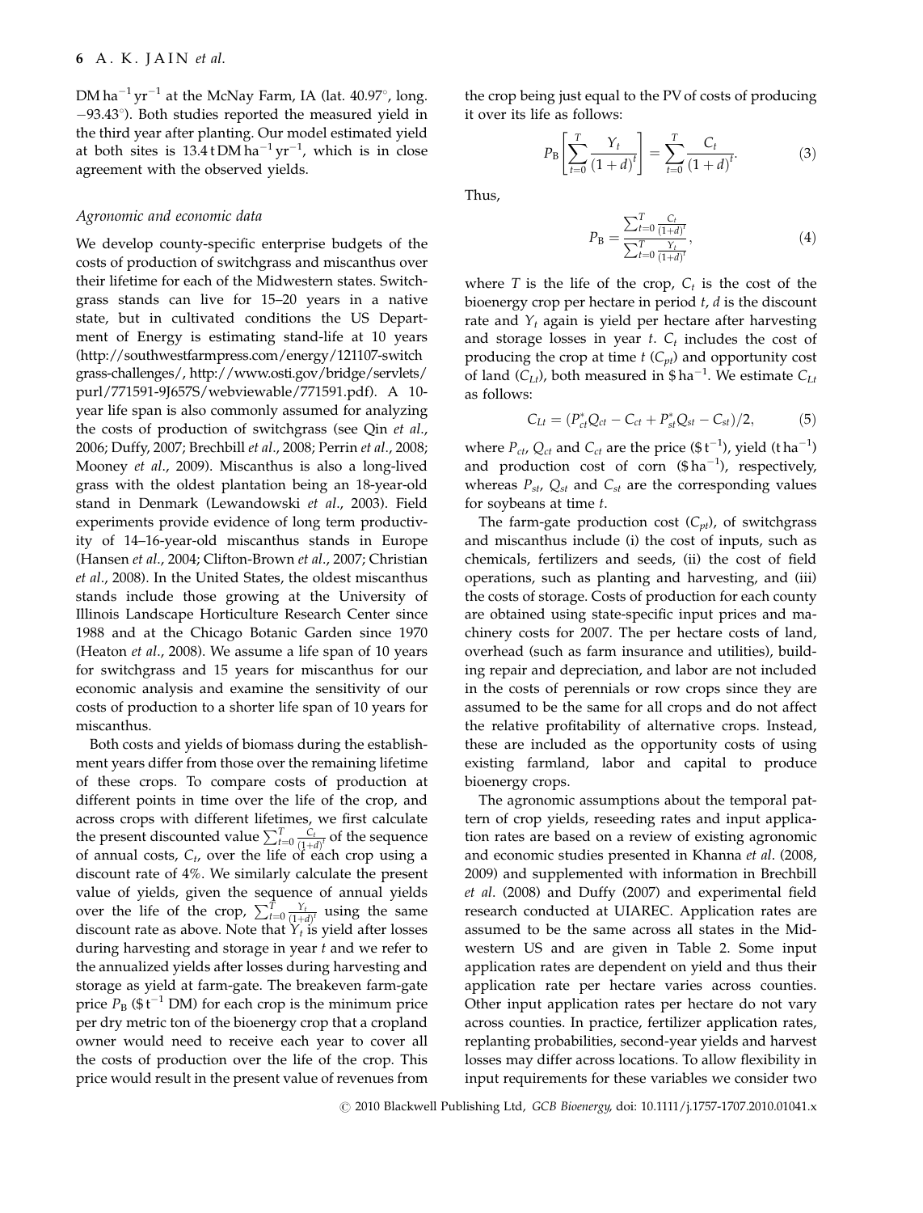DM $ha^{-1}$ $yr^{-1}$ at the McNay Farm, IA (lat. 40.97°, long. −93.43°). Both studies reported the measured yield in the third year after planting. Our model estimated yield at both sites is 13.4 t DM $ha^{-1}$ $yr^{-1}$, which is in close agreement with the observed yields.

### Agronomic and economic data

We develop county-specific enterprise budgets of the costs of production of switchgrass and miscanthus over their lifetime for each of the Midwestern states. Switchgrass stands can live for 15–20 years in a native state, but in cultivated conditions the US Department of Energy is estimating stand-life at 10 years (http://southwestfarmpress.com/energy/121107-switchgrass-challenges/, http://www.osti.gov/bridge/servlets/purl/771591-9J657S/webviewable/771591.pdf). A 10-year life span is also commonly assumed for analyzing the costs of production of switchgrass (see Qin *et al*., 2006; Duffy, 2007; Brechbill *et al*., 2008; Perrin *et al*., 2008; Mooney *et al*., 2009). Miscanthus is also a long-lived grass with the oldest plantation being an 18-year-old stand in Denmark (Lewandowski *et al*., 2003). Field experiments provide evidence of long term productivity of 14–16-year-old miscanthus stands in Europe (Hansen *et al*., 2004; Clifton-Brown *et al*., 2007; Christian *et al*., 2008). In the United States, the oldest miscanthus stands include those growing at the University of Illinois Landscape Horticulture Research Center since 1988 and at the Chicago Botanic Garden since 1970 (Heaton *et al*., 2008). We assume a life span of 10 years for switchgrass and 15 years for miscanthus for our economic analysis and examine the sensitivity of our costs of production to a shorter life span of 10 years for miscanthus.

Both costs and yields of biomass during the establishment years differ from those over the remaining lifetime of these crops. To compare costs of production at different points in time over the life of the crop, and across crops with different lifetimes, we first calculate the present discounted value $\sum_{t=0}^{T}\frac{C_t}{(1+d)^t}$ of the sequence of annual costs, $C_t$, over the life of each crop using a discount rate of 4%. We similarly calculate the present value of yields, given the sequence of annual yields over the life of the crop, $\sum_{t=0}^{T}\frac{Y_t}{(1+d)^t}$ using the same discount rate as above. Note that $Y_t$ is yield after losses during harvesting and storage in year $t$ and we refer to the annualized yields after losses during harvesting and storage as yield at farm-gate. The breakeven farm-gate price $P_B$ ($\$\,t^{-1}$ DM) for each crop is the minimum price per dry metric ton of the bioenergy crop that a cropland owner would need to receive each year to cover all the costs of production over the life of the crop. This price would result in the present value of revenues from the crop being just equal to the PV of costs of producing it over its life as follows:

$$P_B\left[\sum_{t=0}^{T}\frac{Y_t}{(1+d)^t}\right]=\sum_{t=0}^{T}\frac{C_t}{(1+d)^t}. \tag{3}$$

Thus,

$$P_B=\frac{\sum_{t=0}^{T}\frac{C_t}{(1+d)^t}}{\sum_{t=0}^{T}\frac{Y_t}{(1+d)^t}}, \tag{4}$$

where $T$ is the life of the crop, $C_t$ is the cost of the bioenergy crop per hectare in period $t$, $d$ is the discount rate and $Y_t$ again is yield per hectare after harvesting and storage losses in year $t$. $C_t$ includes the cost of producing the crop at time $t$ ($C_{pt}$) and opportunity cost of land ($C_{Lt}$), both measured in $\$\,ha^{-1}$. We estimate $C_{Lt}$ as follows:

$$C_{Lt}=(P_{ct}^{*}Q_{ct}-C_{ct}+P_{st}^{*}Q_{st}-C_{st})/2, \tag{5}$$

where $P_{ct}$, $Q_{ct}$ and $C_{ct}$ are the price ($\$\,t^{-1}$), yield ($t\,ha^{-1}$) and production cost of corn ($\$\,ha^{-1}$), respectively, whereas $P_{st}$, $Q_{st}$ and $C_{st}$ are the corresponding values for soybeans at time $t$.

The farm-gate production cost ($C_{pt}$), of switchgrass and miscanthus include (i) the cost of inputs, such as chemicals, fertilizers and seeds, (ii) the cost of field operations, such as planting and harvesting, and (iii) the costs of storage. Costs of production for each county are obtained using state-specific input prices and machinery costs for 2007. The per hectare costs of land, overhead (such as farm insurance and utilities), building repair and depreciation, and labor are not included in the costs of perennials or row crops since they are assumed to be the same for all crops and do not affect the relative profitability of alternative crops. Instead, these are included as the opportunity costs of using existing farmland, labor and capital to produce bioenergy crops.

The agronomic assumptions about the temporal pattern of crop yields, reseeding rates and input application rates are based on a review of existing agronomic and economic studies presented in Khanna *et al*. (2008, 2009) and supplemented with information in Brechbill *et al*. (2008) and Duffy (2007) and experimental field research conducted at UIAREC. Application rates are assumed to be the same across all states in the Midwestern US and are given in Table 2. Some input application rates are dependent on yield and thus their application rate per hectare varies across counties. Other input application rates per hectare do not vary across counties. In practice, fertilizer application rates, replanting probabilities, second-year yields and harvest losses may differ across locations. To allow flexibility in input requirements for these variables we consider two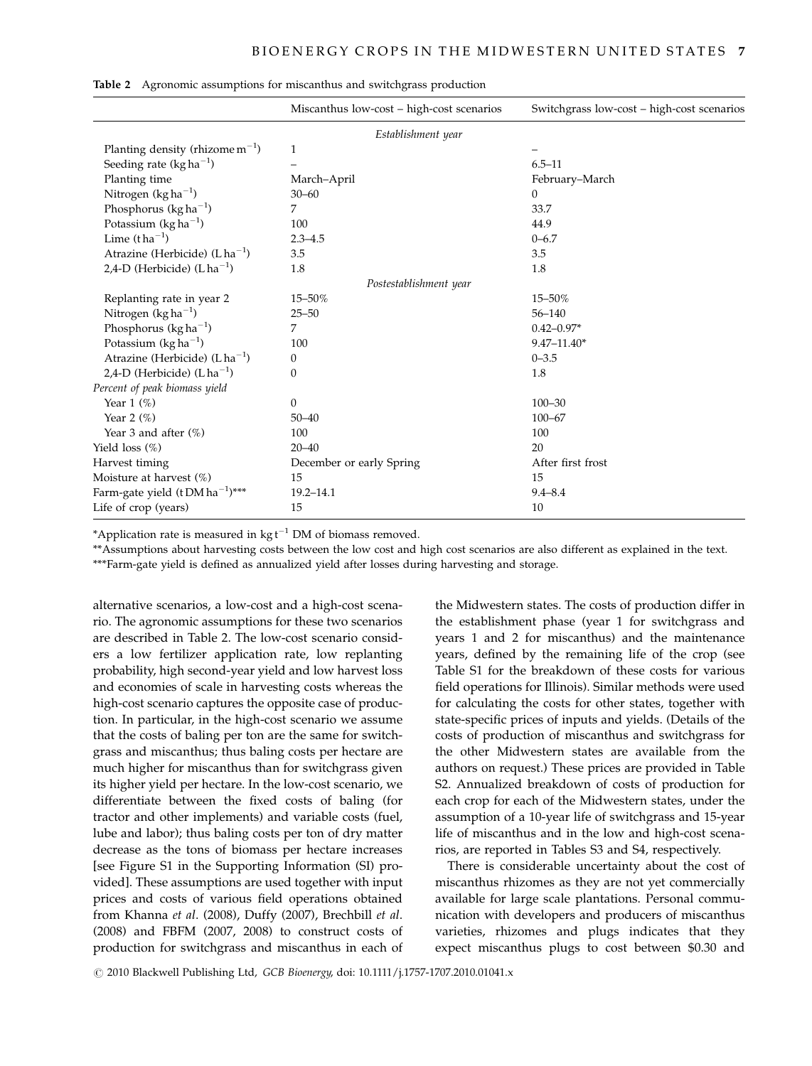**Table 2** Agronomic assumptions for miscanthus and switchgrass production

| | Miscanthus low-cost – high-cost scenarios | Switchgrass low-cost – high-cost scenarios |
|---|---|---|
| | *Establishment year* | |
| Planting density (rhizome $m^{-1}$) | 1 | – |
| Seeding rate (kg $ha^{-1}$) | – | 6.5–11 |
| Planting time | March–April | February–March |
| Nitrogen (kg $ha^{-1}$) | 30–60 | 0 |
| Phosphorus (kg $ha^{-1}$) | 7 | 33.7 |
| Potassium (kg $ha^{-1}$) | 100 | 44.9 |
| Lime (t $ha^{-1}$) | 2.3–4.5 | 0–6.7 |
| Atrazine (Herbicide) (L $ha^{-1}$) | 3.5 | 3.5 |
| 2,4-D (Herbicide) (L $ha^{-1}$) | 1.8 | 1.8 |
| | *Postestablishment year* | |
| Replanting rate in year 2 | 15–50% | 15–50% |
| Nitrogen (kg $ha^{-1}$) | 25–50 | 56–140 |
| Phosphorus (kg $ha^{-1}$) | 7 | 0.42–0.97* |
| Potassium (kg $ha^{-1}$) | 100 | 9.47–11.40* |
| Atrazine (Herbicide) (L $ha^{-1}$) | 0 | 0–3.5 |
| 2,4-D (Herbicide) (L $ha^{-1}$) | 0 | 1.8 |
| *Percent of peak biomass yield* | | |
| Year 1 (%) | 0 | 100–30 |
| Year 2 (%) | 50–40 | 100–67 |
| Year 3 and after (%) | 100 | 100 |
| Yield loss (%) | 20–40 | 20 |
| Harvest timing | December or early Spring | After first frost |
| Moisture at harvest (%) | 15 | 15 |
| Farm-gate yield (t DM $ha^{-1}$)*** | 19.2–14.1 | 9.4–8.4 |
| Life of crop (years) | 15 | 10 |

*Application rate is measured in kg $t^{-1}$ DM of biomass removed.

**Assumptions about harvesting costs between the low cost and high cost scenarios are also different as explained in the text.

***Farm-gate yield is defined as annualized yield after losses during harvesting and storage.

alternative scenarios, a low-cost and a high-cost scenario. The agronomic assumptions for these two scenarios are described in Table 2. The low-cost scenario considers a low fertilizer application rate, low replanting probability, high second-year yield and low harvest loss and economies of scale in harvesting costs whereas the high-cost scenario captures the opposite case of production. In particular, in the high-cost scenario we assume that the costs of baling per ton are the same for switchgrass and miscanthus; thus baling costs per hectare are much higher for miscanthus than for switchgrass given its higher yield per hectare. In the low-cost scenario, we differentiate between the fixed costs of baling (for tractor and other implements) and variable costs (fuel, lube and labor); thus baling costs per ton of dry matter decrease as the tons of biomass per hectare increases [see Figure S1 in the Supporting Information (SI) provided]. These assumptions are used together with input prices and costs of various field operations obtained from Khanna *et al*. (2008), Duffy (2007), Brechbill *et al*. (2008) and FBFM (2007, 2008) to construct costs of production for switchgrass and miscanthus in each of the Midwestern states. The costs of production differ in the establishment phase (year 1 for switchgrass and years 1 and 2 for miscanthus) and the maintenance years, defined by the remaining life of the crop (see Table S1 for the breakdown of these costs for various field operations for Illinois). Similar methods were used for calculating the costs for other states, together with state-specific prices of inputs and yields. (Details of the costs of production of miscanthus and switchgrass for the other Midwestern states are available from the authors on request.) These prices are provided in Table S2. Annualized breakdown of costs of production for each crop for each of the Midwestern states, under the assumption of a 10-year life of switchgrass and 15-year life of miscanthus and in the low and high-cost scenarios, are reported in Tables S3 and S4, respectively.

There is considerable uncertainty about the cost of miscanthus rhizomes as they are not yet commercially available for large scale plantations. Personal communication with developers and producers of miscanthus varieties, rhizomes and plugs indicates that they expect miscanthus plugs to cost between \$0.30 and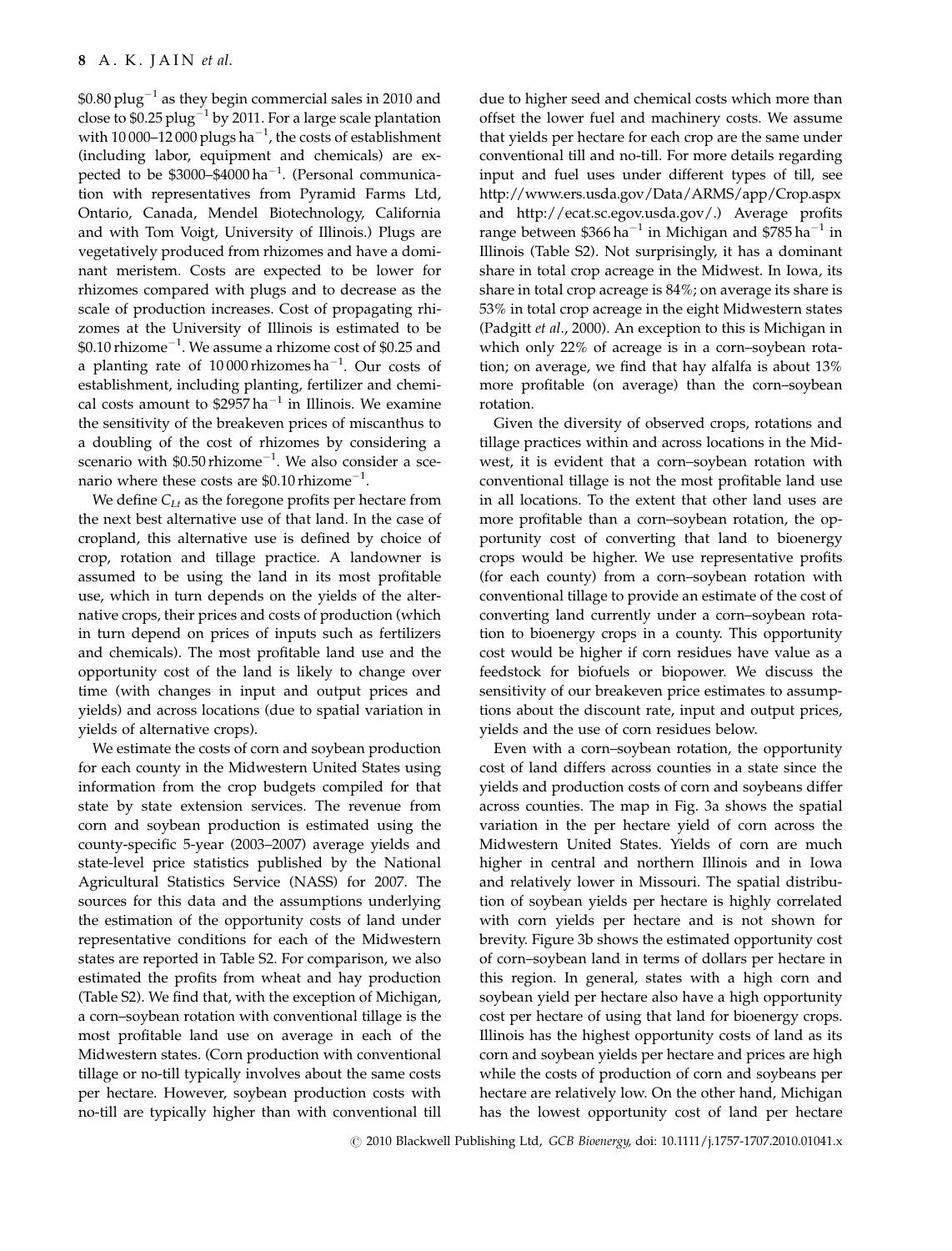\$0.80 plug$^{-1}$ as they begin commercial sales in 2010 and close to \$0.25 plug$^{-1}$ by 2011. For a large scale plantation with 10 000–12 000 plugs ha$^{-1}$, the costs of establishment (including labor, equipment and chemicals) are expected to be \$3000–\$4000 ha$^{-1}$. (Personal communication with representatives from Pyramid Farms Ltd, Ontario, Canada, Mendel Biotechnology, California and with Tom Voigt, University of Illinois.) Plugs are vegetatively produced from rhizomes and have a dominant meristem. Costs are expected to be lower for rhizomes compared with plugs and to decrease as the scale of production increases. Cost of propagating rhizomes at the University of Illinois is estimated to be \$0.10 rhizome$^{-1}$. We assume a rhizome cost of \$0.25 and a planting rate of 10 000 rhizomes ha$^{-1}$. Our costs of establishment, including planting, fertilizer and chemical costs amount to \$2957 ha$^{-1}$ in Illinois. We examine the sensitivity of the breakeven prices of miscanthus to a doubling of the cost of rhizomes by considering a scenario with \$0.50 rhizome$^{-1}$. We also consider a scenario where these costs are \$0.10 rhizome$^{-1}$.

We define $C_{Lt}$ as the foregone profits per hectare from the next best alternative use of that land. In the case of cropland, this alternative use is defined by choice of crop, rotation and tillage practice. A landowner is assumed to be using the land in its most profitable use, which in turn depends on the yields of the alternative crops, their prices and costs of production (which in turn depend on prices of inputs such as fertilizers and chemicals). The most profitable land use and the opportunity cost of the land is likely to change over time (with changes in input and output prices and yields) and across locations (due to spatial variation in yields of alternative crops).

We estimate the costs of corn and soybean production for each county in the Midwestern United States using information from the crop budgets compiled for that state by state extension services. The revenue from corn and soybean production is estimated using the county-specific 5-year (2003–2007) average yields and state-level price statistics published by the National Agricultural Statistics Service (NASS) for 2007. The sources for this data and the assumptions underlying the estimation of the opportunity costs of land under representative conditions for each of the Midwestern states are reported in Table S2. For comparison, we also estimated the profits from wheat and hay production (Table S2). We find that, with the exception of Michigan, a corn–soybean rotation with conventional tillage is the most profitable land use on average in each of the Midwestern states. (Corn production with conventional tillage or no-till typically involves about the same costs per hectare. However, soybean production costs with no-till are typically higher than with conventional till due to higher seed and chemical costs which more than offset the lower fuel and machinery costs. We assume that yields per hectare for each crop are the same under conventional till and no-till. For more details regarding input and fuel uses under different types of till, see http://www.ers.usda.gov/Data/ARMS/app/Crop.aspx and http://ecat.sc.egov.usda.gov/.) Average profits range between \$366 ha$^{-1}$ in Michigan and \$785 ha$^{-1}$ in Illinois (Table S2). Not surprisingly, it has a dominant share in total crop acreage in the Midwest. In Iowa, its share in total crop acreage is 84%; on average its share is 53% in total crop acreage in the eight Midwestern states (Padgitt *et al*., 2000). An exception to this is Michigan in which only 22% of acreage is in a corn–soybean rotation; on average, we find that hay alfalfa is about 13% more profitable (on average) than the corn–soybean rotation.

Given the diversity of observed crops, rotations and tillage practices within and across locations in the Midwest, it is evident that a corn–soybean rotation with conventional tillage is not the most profitable land use in all locations. To the extent that other land uses are more profitable than a corn–soybean rotation, the opportunity cost of converting that land to bioenergy crops would be higher. We use representative profits (for each county) from a corn–soybean rotation with conventional tillage to provide an estimate of the cost of converting land currently under a corn–soybean rotation to bioenergy crops in a county. This opportunity cost would be higher if corn residues have value as a feedstock for biofuels or biopower. We discuss the sensitivity of our breakeven price estimates to assumptions about the discount rate, input and output prices, yields and the use of corn residues below.

Even with a corn–soybean rotation, the opportunity cost of land differs across counties in a state since the yields and production costs of corn and soybeans differ across counties. The map in Fig. 3a shows the spatial variation in the per hectare yield of corn across the Midwestern United States. Yields of corn are much higher in central and northern Illinois and in Iowa and relatively lower in Missouri. The spatial distribution of soybean yields per hectare is highly correlated with corn yields per hectare and is not shown for brevity. Figure 3b shows the estimated opportunity cost of corn–soybean land in terms of dollars per hectare in this region. In general, states with a high corn and soybean yield per hectare also have a high opportunity cost per hectare of using that land for bioenergy crops. Illinois has the highest opportunity costs of land as its corn and soybean yields per hectare and prices are high while the costs of production of corn and soybeans per hectare are relatively low. On the other hand, Michigan has the lowest opportunity cost of land per hectare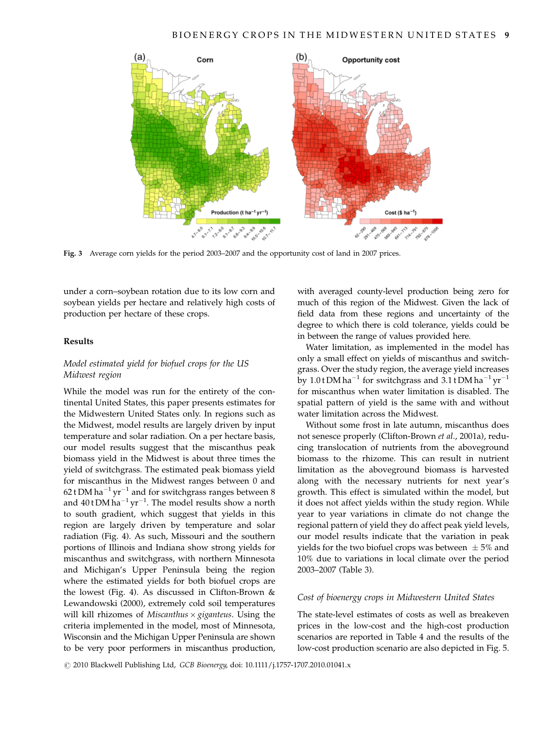Fig. 3 Average corn yields for the period 2003–2007 and the opportunity cost of land in 2007 prices.

under a corn–soybean rotation due to its low corn and soybean yields per hectare and relatively high costs of production per hectare of these crops.

## Results

### Model estimated yield for biofuel crops for the US Midwest region

While the model was run for the entirety of the continental United States, this paper presents estimates for the Midwestern United States only. In regions such as the Midwest, model results are largely driven by input temperature and solar radiation. On a per hectare basis, our model results suggest that the miscanthus peak biomass yield in the Midwest is about three times the yield of switchgrass. The estimated peak biomass yield for miscanthus in the Midwest ranges between 0 and 62 t DM $ha^{-1}$ $yr^{-1}$ and for switchgrass ranges between 8 and 40 t DM $ha^{-1}$ $yr^{-1}$. The model results show a north to south gradient, which suggest that yields in this region are largely driven by temperature and solar radiation (Fig. 4). As such, Missouri and the southern portions of Illinois and Indiana show strong yields for miscanthus and switchgrass, with northern Minnesota and Michigan's Upper Peninsula being the region where the estimated yields for both biofuel crops are the lowest (Fig. 4). As discussed in Clifton-Brown & Lewandowski (2000), extremely cold soil temperatures will kill rhizomes of *Miscanthus* × *giganteus*. Using the criteria implemented in the model, most of Minnesota, Wisconsin and the Michigan Upper Peninsula are shown to be very poor performers in miscanthus production, with averaged county-level production being zero for much of this region of the Midwest. Given the lack of field data from these regions and uncertainty of the degree to which there is cold tolerance, yields could be in between the range of values provided here.

Water limitation, as implemented in the model has only a small effect on yields of miscanthus and switchgrass. Over the study region, the average yield increases by 1.0 t DM $ha^{-1}$ for switchgrass and 3.1 t DM $ha^{-1}$ $yr^{-1}$ for miscanthus when water limitation is disabled. The spatial pattern of yield is the same with and without water limitation across the Midwest.

Without some frost in late autumn, miscanthus does not senesce properly (Clifton-Brown *et al.*, 2001a), reducing translocation of nutrients from the aboveground biomass to the rhizome. This can result in nutrient limitation as the aboveground biomass is harvested along with the necessary nutrients for next year's growth. This effect is simulated within the model, but it does not affect yields within the study region. While year to year variations in climate do not change the regional pattern of yield they do affect peak yield levels, our model results indicate that the variation in peak yields for the two biofuel crops was between $\pm 5\%$ and 10% due to variations in local climate over the period 2003–2007 (Table 3).

### Cost of bioenergy crops in Midwestern United States

The state-level estimates of costs as well as breakeven prices in the low-cost and the high-cost production scenarios are reported in Table 4 and the results of the low-cost production scenario are also depicted in Fig. 5.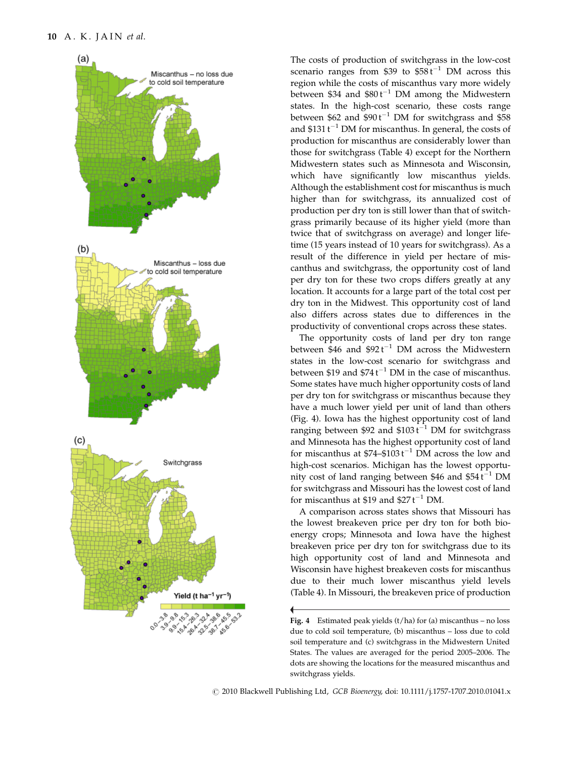The costs of production of switchgrass in the low-cost scenario ranges from \$39 to \$58 $t^{-1}$ DM across this region while the costs of miscanthus vary more widely between \$34 and \$80 $t^{-1}$ DM among the Midwestern states. In the high-cost scenario, these costs range between \$62 and \$90 $t^{-1}$ DM for switchgrass and \$58 and \$131 $t^{-1}$ DM for miscanthus. In general, the costs of production for miscanthus are considerably lower than those for switchgrass (Table 4) except for the Northern Midwestern states such as Minnesota and Wisconsin, which have significantly low miscanthus yields. Although the establishment cost for miscanthus is much higher than for switchgrass, its annualized cost of production per dry ton is still lower than that of switchgrass primarily because of its higher yield (more than twice that of switchgrass on average) and longer lifetime (15 years instead of 10 years for switchgrass). As a result of the difference in yield per hectare of miscanthus and switchgrass, the opportunity cost of land per dry ton for these two crops differs greatly at any location. It accounts for a large part of the total cost per dry ton in the Midwest. This opportunity cost of land also differs across states due to differences in the productivity of conventional crops across these states.

The opportunity costs of land per dry ton range between \$46 and \$92 $t^{-1}$ DM across the Midwestern states in the low-cost scenario for switchgrass and between \$19 and \$74 $t^{-1}$ DM in the case of miscanthus. Some states have much higher opportunity costs of land per dry ton for switchgrass or miscanthus because they have a much lower yield per unit of land than others (Fig. 4). Iowa has the highest opportunity cost of land ranging between \$92 and \$103 $t^{-1}$ DM for switchgrass and Minnesota has the highest opportunity cost of land for miscanthus at \$74–\$103 $t^{-1}$ DM across the low and high-cost scenarios. Michigan has the lowest opportunity cost of land ranging between \$46 and \$54 $t^{-1}$ DM for switchgrass and Missouri has the lowest cost of land for miscanthus at \$19 and \$27 $t^{-1}$ DM.

A comparison across states shows that Missouri has the lowest breakeven price per dry ton for both bioenergy crops; Minnesota and Iowa have the highest breakeven price per dry ton for switchgrass due to its high opportunity cost of land and Minnesota and Wisconsin have highest breakeven costs for miscanthus due to their much lower miscanthus yield levels (Table 4). In Missouri, the breakeven price of production

**Fig. 4** Estimated peak yields (t/ha) for (a) miscanthus – no loss due to cold soil temperature, (b) miscanthus – loss due to cold soil temperature and (c) switchgrass in the Midwestern United States. The values are averaged for the period 2005–2006. The dots are showing the locations for the measured miscanthus and switchgrass yields.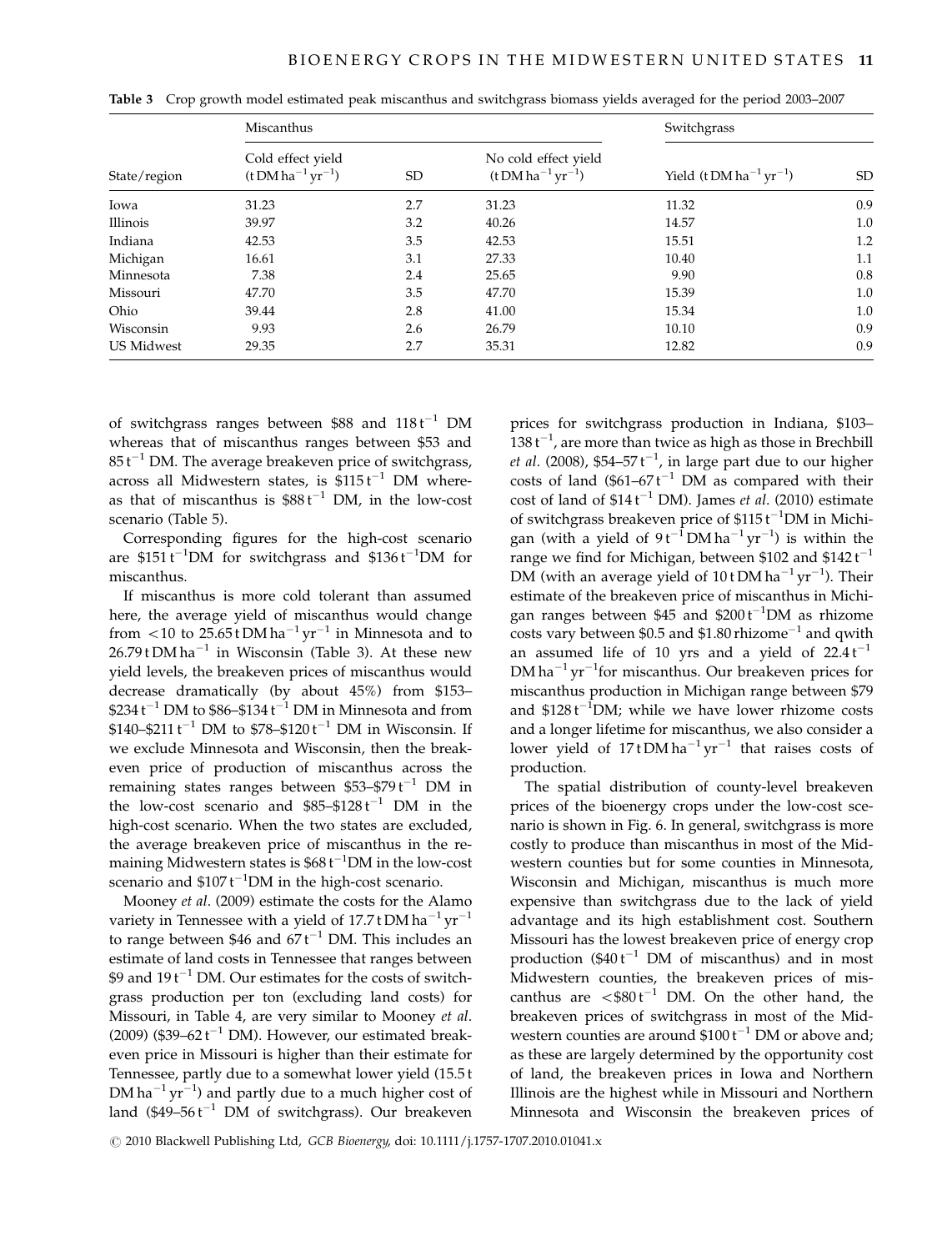**Table 3** Crop growth model estimated peak miscanthus and switchgrass biomass yields averaged for the period 2003–2007

| State/region | Miscanthus | | | Switchgrass | |
|---|---|---|---|---|---|
| | Cold effect yield ($t\,DM\,ha^{-1}\,yr^{-1}$) | SD | No cold effect yield ($t\,DM\,ha^{-1}\,yr^{-1}$) | Yield ($t\,DM\,ha^{-1}\,yr^{-1}$) | SD |
| Iowa | 31.23 | 2.7 | 31.23 | 11.32 | 0.9 |
| Illinois | 39.97 | 3.2 | 40.26 | 14.57 | 1.0 |
| Indiana | 42.53 | 3.5 | 42.53 | 15.51 | 1.2 |
| Michigan | 16.61 | 3.1 | 27.33 | 10.40 | 1.1 |
| Minnesota | 7.38 | 2.4 | 25.65 | 9.90 | 0.8 |
| Missouri | 47.70 | 3.5 | 47.70 | 15.39 | 1.0 |
| Ohio | 39.44 | 2.8 | 41.00 | 15.34 | 1.0 |
| Wisconsin | 9.93 | 2.6 | 26.79 | 10.10 | 0.9 |
| US Midwest | 29.35 | 2.7 | 35.31 | 12.82 | 0.9 |

of switchgrass ranges between \$88 and $118\,t^{-1}$ DM whereas that of miscanthus ranges between \$53 and $85\,t^{-1}$ DM. The average breakeven price of switchgrass, across all Midwestern states, is $\$115\,t^{-1}$ DM whereas that of miscanthus is $\$88\,t^{-1}$ DM, in the low-cost scenario (Table 5).

Corresponding figures for the high-cost scenario are $\$151\,t^{-1}$DM for switchgrass and $\$136\,t^{-1}$DM for miscanthus.

If miscanthus is more cold tolerant than assumed here, the average yield of miscanthus would change from $<10$ to $25.65\,t\,DM\,ha^{-1}\,yr^{-1}$ in Minnesota and to $26.79\,t\,DM\,ha^{-1}$ in Wisconsin (Table 3). At these new yield levels, the breakeven prices of miscanthus would decrease dramatically (by about 45%) from \$153–$\$234\,t^{-1}$ DM to \$86–$\$134\,t^{-1}$ DM in Minnesota and from \$140–$\$211\,t^{-1}$ DM to \$78–$\$120\,t^{-1}$ DM in Wisconsin. If we exclude Minnesota and Wisconsin, then the breakeven price of production of miscanthus across the remaining states ranges between \$53–$\$79\,t^{-1}$ DM in the low-cost scenario and \$85–$\$128\,t^{-1}$ DM in the high-cost scenario. When the two states are excluded, the average breakeven price of miscanthus in the remaining Midwestern states is $\$68\,t^{-1}$DM in the low-cost scenario and $\$107\,t^{-1}$DM in the high-cost scenario.

Mooney *et al*. (2009) estimate the costs for the Alamo variety in Tennessee with a yield of $17.7\,t\,DM\,ha^{-1}\,yr^{-1}$ to range between \$46 and $67\,t^{-1}$ DM. This includes an estimate of land costs in Tennessee that ranges between \$9 and $19\,t^{-1}$ DM. Our estimates for the costs of switchgrass production per ton (excluding land costs) for Missouri, in Table 4, are very similar to Mooney *et al*. (2009) (\$39–$62\,t^{-1}$ DM). However, our estimated breakeven price in Missouri is higher than their estimate for Tennessee, partly due to a somewhat lower yield ($15.5\,t\,DM\,ha^{-1}\,yr^{-1}$) and partly due to a much higher cost of land (\$49–$56\,t^{-1}$ DM of switchgrass). Our breakeven prices for switchgrass production in Indiana, \$103–$138\,t^{-1}$, are more than twice as high as those in Brechbill *et al*. (2008), \$54–$57\,t^{-1}$, in large part due to our higher costs of land (\$61–$67\,t^{-1}$ DM as compared with their cost of land of $\$14\,t^{-1}$ DM). James *et al*. (2010) estimate of switchgrass breakeven price of $\$115\,t^{-1}$DM in Michigan (with a yield of $9\,t^{-1}\,DM\,ha^{-1}\,yr^{-1}$) is within the range we find for Michigan, between \$102 and $\$142\,t^{-1}$ DM (with an average yield of $10\,t\,DM\,ha^{-1}\,yr^{-1}$). Their estimate of the breakeven price of miscanthus in Michigan ranges between \$45 and $\$200\,t^{-1}$DM as rhizome costs vary between \$0.5 and \$1.80 $rhizome^{-1}$ and qwith an assumed life of 10 yrs and a yield of $22.4\,t^{-1}\,DM\,ha^{-1}\,yr^{-1}$for miscanthus. Our breakeven prices for miscanthus production in Michigan range between \$79 and $\$128\,t^{-1}$DM; while we have lower rhizome costs and a longer lifetime for miscanthus, we also consider a lower yield of $17\,t\,DM\,ha^{-1}\,yr^{-1}$ that raises costs of production.

The spatial distribution of county-level breakeven prices of the bioenergy crops under the low-cost scenario is shown in Fig. 6. In general, switchgrass is more costly to produce than miscanthus in most of the Midwestern counties but for some counties in Minnesota, Wisconsin and Michigan, miscanthus is much more expensive than switchgrass due to the lack of yield advantage and its high establishment cost. Southern Missouri has the lowest breakeven price of energy crop production ($\$40\,t^{-1}$ DM of miscanthus) and in most Midwestern counties, the breakeven prices of miscanthus are $<\$80\,t^{-1}$ DM. On the other hand, the breakeven prices of switchgrass in most of the Midwestern counties are around $\$100\,t^{-1}$ DM or above and; as these are largely determined by the opportunity cost of land, the breakeven prices in Iowa and Northern Illinois are the highest while in Missouri and Northern Minnesota and Wisconsin the breakeven prices of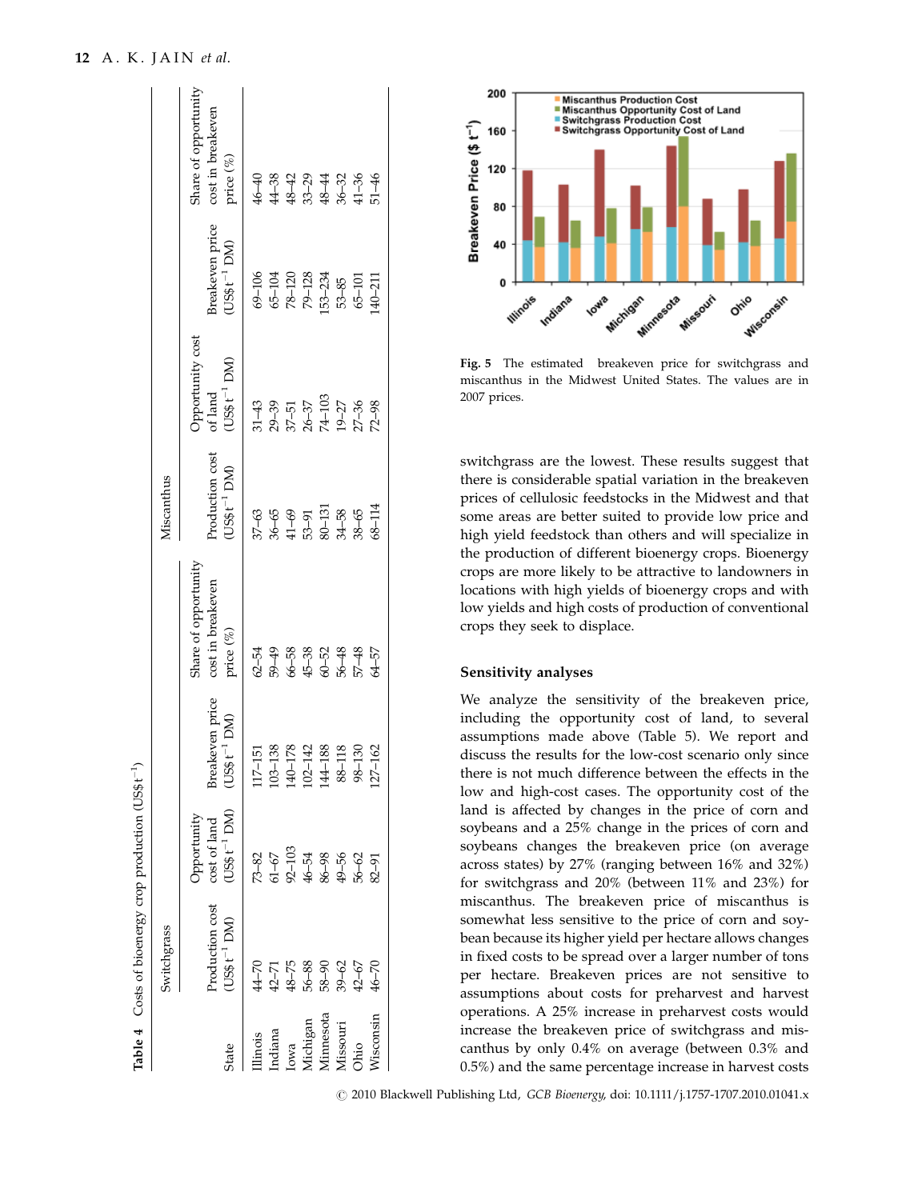**Table 4** Costs of bioenergy crop production (US$ t$^{-1}$)

| State | Switchgrass | | | | Miscanthus | | | |
|---|---|---|---|---|---|---|---|---|
| | Production cost (US$ t$^{-1}$ DM) | Opportunity cost of land (US$ t$^{-1}$ DM) | Breakeven price (US$ t$^{-1}$ DM) | Share of opportunity cost in breakeven price (%) | Production cost (US$ t$^{-1}$ DM) | Opportunity cost of land (US$ t$^{-1}$ DM) | Breakeven price (US$ t$^{-1}$ DM) | Share of opportunity cost in breakeven price (%) |
| Illinois | 44–70 | 73–82 | 117–151 | 62–54 | 37–63 | 31–43 | 69–106 | 46–40 |
| Indiana | 42–71 | 61–67 | 103–138 | 59–49 | 36–65 | 29–39 | 65–104 | 44–38 |
| Iowa | 48–75 | 92–103 | 140–178 | 66–58 | 41–69 | 37–51 | 78–120 | 48–42 |
| Michigan | 56–88 | 46–54 | 102–142 | 45–38 | 53–91 | 26–37 | 79–128 | 33–29 |
| Minnesota | 58–90 | 86–98 | 144–188 | 60–52 | 80–131 | 74–103 | 153–234 | 48–44 |
| Missouri | 39–62 | 49–56 | 88–118 | 56–48 | 34–58 | 19–27 | 53–85 | 36–32 |
| Ohio | 42–67 | 56–62 | 98–130 | 57–48 | 38–65 | 27–36 | 65–101 | 41–36 |
| Wisconsin | 46–70 | 82–91 | 127–162 | 64–57 | 68–114 | 72–98 | 140–211 | 51–46 |

**Fig. 5** The estimated breakeven price for switchgrass and miscanthus in the Midwest United States. The values are in 2007 prices.

switchgrass are the lowest. These results suggest that there is considerable spatial variation in the breakeven prices of cellulosic feedstocks in the Midwest and that some areas are better suited to provide low price and high yield feedstock than others and will specialize in the production of different bioenergy crops. Bioenergy crops are more likely to be attractive to landowners in locations with high yields of bioenergy crops and with low yields and high costs of production of conventional crops they seek to displace.

### Sensitivity analyses

We analyze the sensitivity of the breakeven price, including the opportunity cost of land, to several assumptions made above (Table 5). We report and discuss the results for the low-cost scenario only since there is not much difference between the effects in the low and high-cost cases. The opportunity cost of the land is affected by changes in the price of corn and soybeans and a 25% change in the prices of corn and soybeans changes the breakeven price (on average across states) by 27% (ranging between 16% and 32%) for switchgrass and 20% (between 11% and 23%) for miscanthus. The breakeven price of miscanthus is somewhat less sensitive to the price of corn and soybean because its higher yield per hectare allows changes in fixed costs to be spread over a larger number of tons per hectare. Breakeven prices are not sensitive to assumptions about costs for preharvest and harvest operations. A 25% increase in preharvest costs would increase the breakeven price of switchgrass and miscanthus by only 0.4% on average (between 0.3% and 0.5%) and the same percentage increase in harvest costs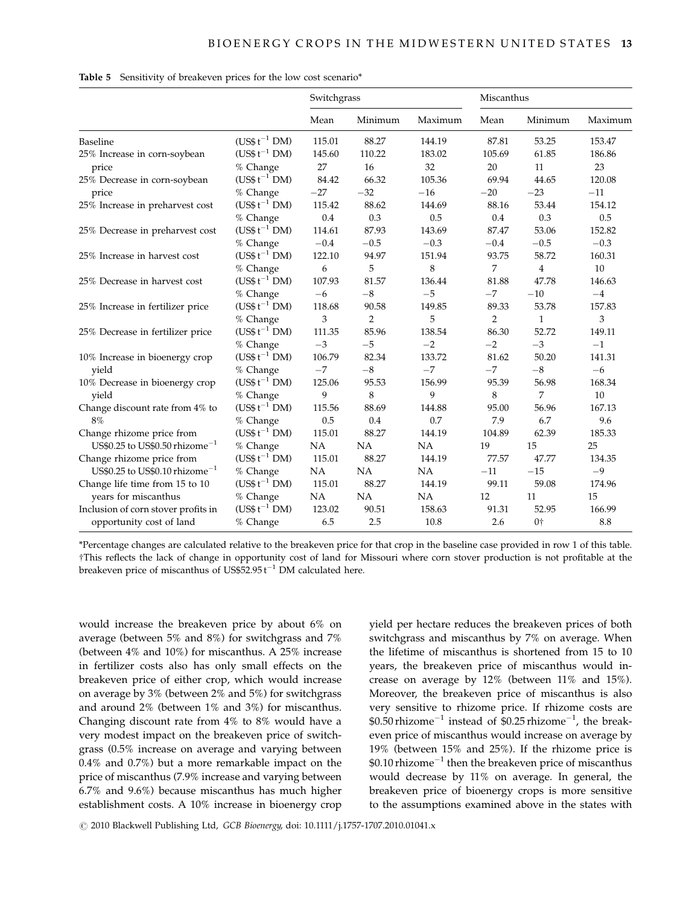**Table 5** Sensitivity of breakeven prices for the low cost scenario*

| | | Switchgrass | | | Miscanthus | | |
|---|---|---|---|---|---|---|---|
| | | Mean | Minimum | Maximum | Mean | Minimum | Maximum |
| Baseline | (US$ $t^{-1}$ DM) | 115.01 | 88.27 | 144.19 | 87.81 | 53.25 | 153.47 |
| 25% Increase in corn-soybean price | (US$ $t^{-1}$ DM) | 145.60 | 110.22 | 183.02 | 105.69 | 61.85 | 186.86 |
| | % Change | 27 | 16 | 32 | 20 | 11 | 23 |
| 25% Decrease in corn-soybean price | (US$ $t^{-1}$ DM) | 84.42 | 66.32 | 105.36 | 69.94 | 44.65 | 120.08 |
| | % Change | −27 | −32 | −16 | −20 | −23 | −11 |
| 25% Increase in preharvest cost | (US$ $t^{-1}$ DM) | 115.42 | 88.62 | 144.69 | 88.16 | 53.44 | 154.12 |
| | % Change | 0.4 | 0.3 | 0.5 | 0.4 | 0.3 | 0.5 |
| 25% Decrease in preharvest cost | (US$ $t^{-1}$ DM) | 114.61 | 87.93 | 143.69 | 87.47 | 53.06 | 152.82 |
| | % Change | −0.4 | −0.5 | −0.3 | −0.4 | −0.5 | −0.3 |
| 25% Increase in harvest cost | (US$ $t^{-1}$ DM) | 122.10 | 94.97 | 151.94 | 93.75 | 58.72 | 160.31 |
| | % Change | 6 | 5 | 8 | 7 | 4 | 10 |
| 25% Decrease in harvest cost | (US$ $t^{-1}$ DM) | 107.93 | 81.57 | 136.44 | 81.88 | 47.78 | 146.63 |
| | % Change | −6 | −8 | −5 | −7 | −10 | −4 |
| 25% Increase in fertilizer price | (US$ $t^{-1}$ DM) | 118.68 | 90.58 | 149.85 | 89.33 | 53.78 | 157.83 |
| | % Change | 3 | 2 | 5 | 2 | 1 | 3 |
| 25% Decrease in fertilizer price | (US$ $t^{-1}$ DM) | 111.35 | 85.96 | 138.54 | 86.30 | 52.72 | 149.11 |
| | % Change | −3 | −5 | −2 | −2 | −3 | −1 |
| 10% Increase in bioenergy crop yield | (US$ $t^{-1}$ DM) | 106.79 | 82.34 | 133.72 | 81.62 | 50.20 | 141.31 |
| | % Change | −7 | −8 | −7 | −7 | −8 | −6 |
| 10% Decrease in bioenergy crop yield | (US$ $t^{-1}$ DM) | 125.06 | 95.53 | 156.99 | 95.39 | 56.98 | 168.34 |
| | % Change | 9 | 8 | 9 | 8 | 7 | 10 |
| Change discount rate from 4% to 8% | (US$ $t^{-1}$ DM) | 115.56 | 88.69 | 144.88 | 95.00 | 56.96 | 167.13 |
| | % Change | 0.5 | 0.4 | 0.7 | 7.9 | 6.7 | 9.6 |
| Change rhizome price from US$0.25 to US$0.50 $\text{rhizome}^{-1}$ | (US$ $t^{-1}$ DM) | 115.01 | 88.27 | 144.19 | 104.89 | 62.39 | 185.33 |
| | % Change | NA | NA | NA | 19 | 15 | 25 |
| Change rhizome price from US$0.25 to US$0.10 $\text{rhizome}^{-1}$ | (US$ $t^{-1}$ DM) | 115.01 | 88.27 | 144.19 | 77.57 | 47.77 | 134.35 |
| | % Change | NA | NA | NA | −11 | −15 | −9 |
| Change life time from 15 to 10 years for miscanthus | (US$ $t^{-1}$ DM) | 115.01 | 88.27 | 144.19 | 99.11 | 59.08 | 174.96 |
| | % Change | NA | NA | NA | 12 | 11 | 15 |
| Inclusion of corn stover profits in opportunity cost of land | (US$ $t^{-1}$ DM) | 123.02 | 90.51 | 158.63 | 91.31 | 52.95 | 166.99 |
| | % Change | 6.5 | 2.5 | 10.8 | 2.6 | 0† | 8.8 |

*Percentage changes are calculated relative to the breakeven price for that crop in the baseline case provided in row 1 of this table.
†This reflects the lack of change in opportunity cost of land for Missouri where corn stover production is not profitable at the breakeven price of miscanthus of US$52.95 $t^{-1}$ DM calculated here.

would increase the breakeven price by about 6% on average (between 5% and 8%) for switchgrass and 7% (between 4% and 10%) for miscanthus. A 25% increase in fertilizer costs also has only small effects on the breakeven price of either crop, which would increase on average by 3% (between 2% and 5%) for switchgrass and around 2% (between 1% and 3%) for miscanthus. Changing discount rate from 4% to 8% would have a very modest impact on the breakeven price of switchgrass (0.5% increase on average and varying between 0.4% and 0.7%) but a more remarkable impact on the price of miscanthus (7.9% increase and varying between 6.7% and 9.6%) because miscanthus has much higher establishment costs. A 10% increase in bioenergy crop yield per hectare reduces the breakeven prices of both switchgrass and miscanthus by 7% on average. When the lifetime of miscanthus is shortened from 15 to 10 years, the breakeven price of miscanthus would increase on average by 12% (between 11% and 15%). Moreover, the breakeven price of miscanthus is also very sensitive to rhizome price. If rhizome costs are \$0.50 $\text{rhizome}^{-1}$ instead of \$0.25 $\text{rhizome}^{-1}$, the breakeven price of miscanthus would increase on average by 19% (between 15% and 25%). If the rhizome price is \$0.10 $\text{rhizome}^{-1}$ then the breakeven price of miscanthus would decrease by 11% on average. In general, the breakeven price of bioenergy crops is more sensitive to the assumptions examined above in the states with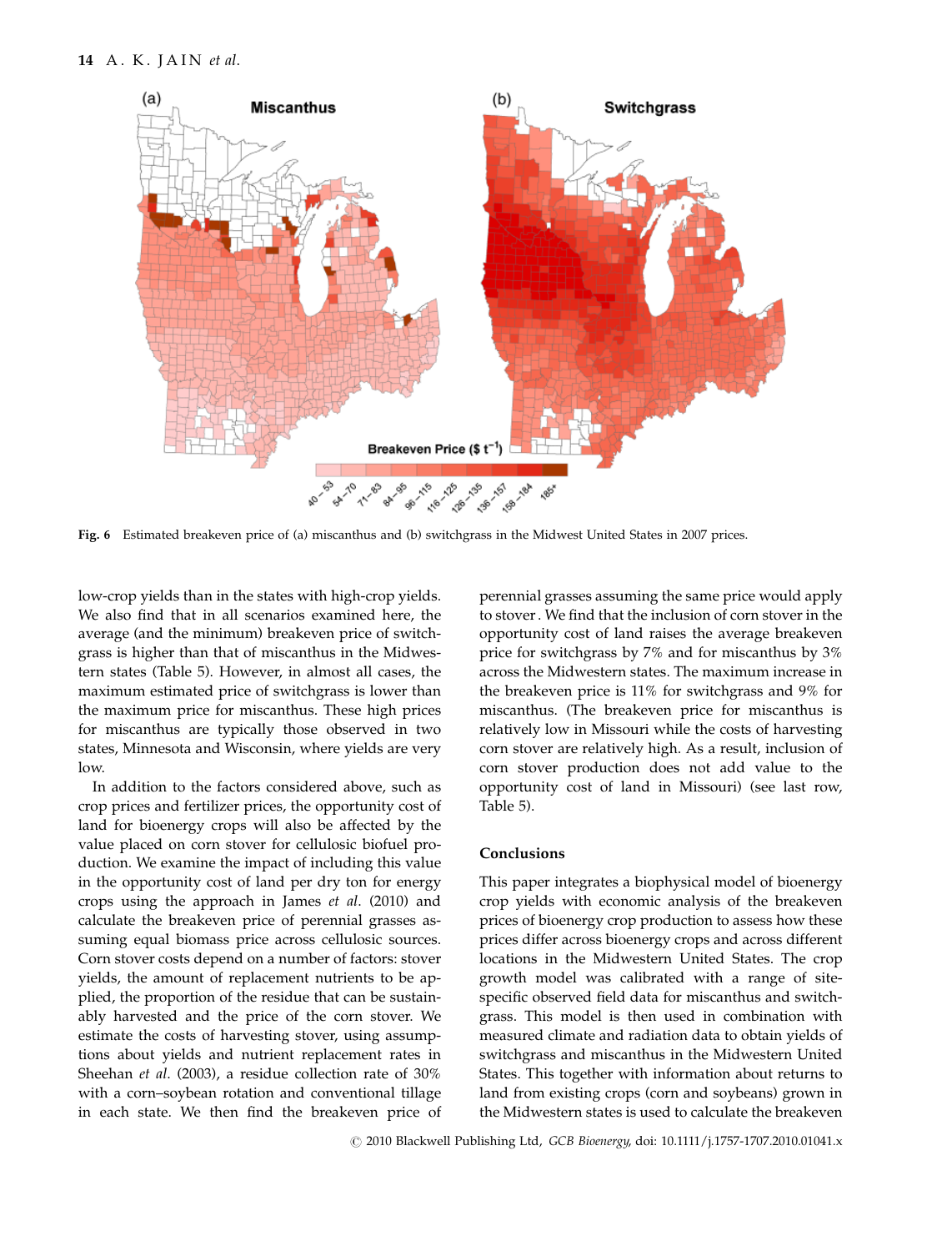Fig. 6 Estimated breakeven price of (a) miscanthus and (b) switchgrass in the Midwest United States in 2007 prices.

low-crop yields than in the states with high-crop yields. We also find that in all scenarios examined here, the average (and the minimum) breakeven price of switchgrass is higher than that of miscanthus in the Midwestern states (Table 5). However, in almost all cases, the maximum estimated price of switchgrass is lower than the maximum price for miscanthus. These high prices for miscanthus are typically those observed in two states, Minnesota and Wisconsin, where yields are very low.

In addition to the factors considered above, such as crop prices and fertilizer prices, the opportunity cost of land for bioenergy crops will also be affected by the value placed on corn stover for cellulosic biofuel production. We examine the impact of including this value in the opportunity cost of land per dry ton for energy crops using the approach in James *et al.* (2010) and calculate the breakeven price of perennial grasses assuming equal biomass price across cellulosic sources. Corn stover costs depend on a number of factors: stover yields, the amount of replacement nutrients to be applied, the proportion of the residue that can be sustainably harvested and the price of the corn stover. We estimate the costs of harvesting stover, using assumptions about yields and nutrient replacement rates in Sheehan *et al.* (2003), a residue collection rate of 30% with a corn–soybean rotation and conventional tillage in each state. We then find the breakeven price of perennial grasses assuming the same price would apply to stover. We find that the inclusion of corn stover in the opportunity cost of land raises the average breakeven price for switchgrass by 7% and for miscanthus by 3% across the Midwestern states. The maximum increase in the breakeven price is 11% for switchgrass and 9% for miscanthus. (The breakeven price for miscanthus is relatively low in Missouri while the costs of harvesting corn stover are relatively high. As a result, inclusion of corn stover production does not add value to the opportunity cost of land in Missouri) (see last row, Table 5).

## Conclusions

This paper integrates a biophysical model of bioenergy crop yields with economic analysis of the breakeven prices of bioenergy crop production to assess how these prices differ across bioenergy crops and across different locations in the Midwestern United States. The crop growth model was calibrated with a range of site-specific observed field data for miscanthus and switchgrass. This model is then used in combination with measured climate and radiation data to obtain yields of switchgrass and miscanthus in the Midwestern United States. This together with information about returns to land from existing crops (corn and soybeans) grown in the Midwestern states is used to calculate the breakeven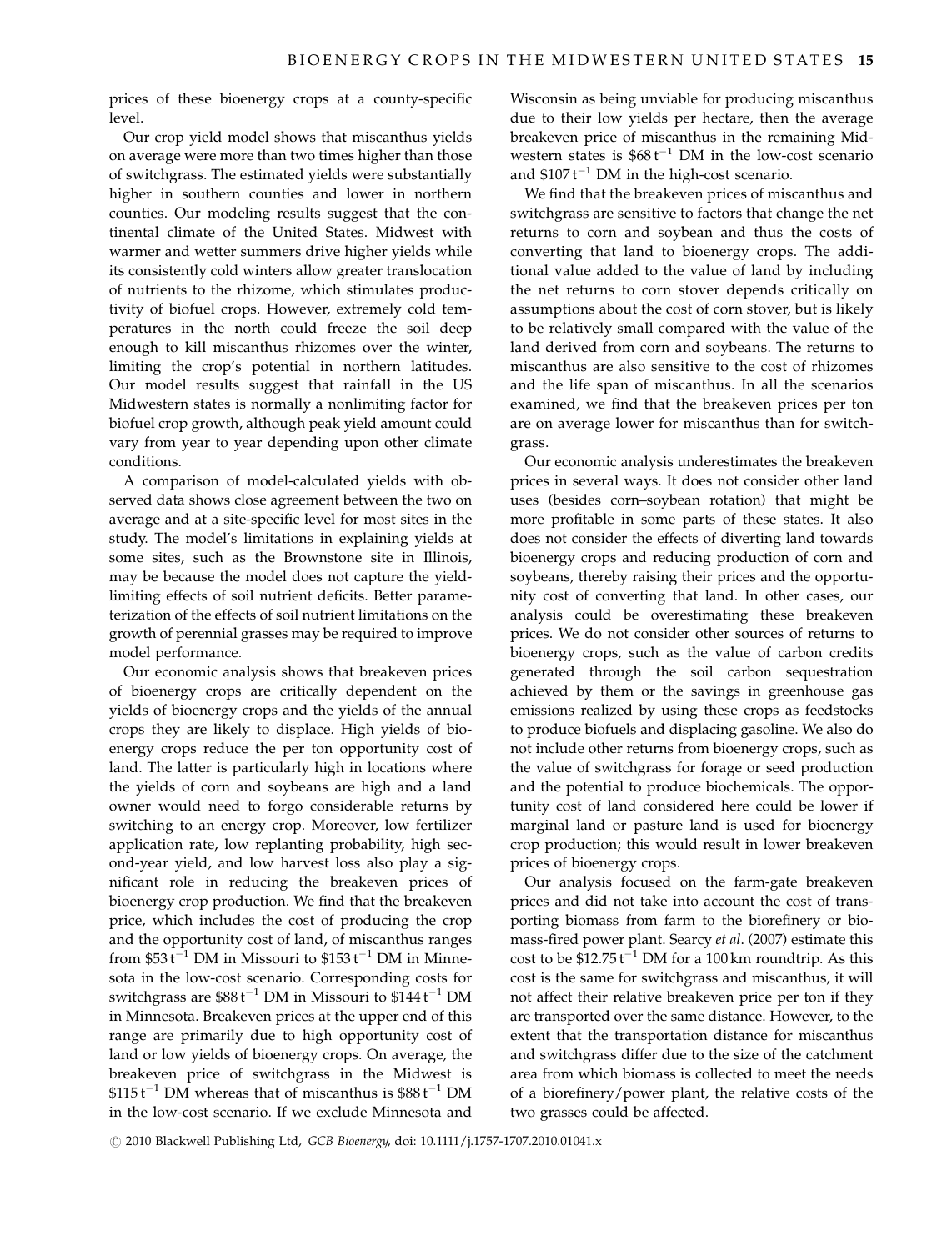prices of these bioenergy crops at a county-specific level.

Our crop yield model shows that miscanthus yields on average were more than two times higher than those of switchgrass. The estimated yields were substantially higher in southern counties and lower in northern counties. Our modeling results suggest that the continental climate of the United States. Midwest with warmer and wetter summers drive higher yields while its consistently cold winters allow greater translocation of nutrients to the rhizome, which stimulates productivity of biofuel crops. However, extremely cold temperatures in the north could freeze the soil deep enough to kill miscanthus rhizomes over the winter, limiting the crop's potential in northern latitudes. Our model results suggest that rainfall in the US Midwestern states is normally a nonlimiting factor for biofuel crop growth, although peak yield amount could vary from year to year depending upon other climate conditions.

A comparison of model-calculated yields with observed data shows close agreement between the two on average and at a site-specific level for most sites in the study. The model's limitations in explaining yields at some sites, such as the Brownstone site in Illinois, may be because the model does not capture the yield-limiting effects of soil nutrient deficits. Better parameterization of the effects of soil nutrient limitations on the growth of perennial grasses may be required to improve model performance.

Our economic analysis shows that breakeven prices of bioenergy crops are critically dependent on the yields of bioenergy crops and the yields of the annual crops they are likely to displace. High yields of bioenergy crops reduce the per ton opportunity cost of land. The latter is particularly high in locations where the yields of corn and soybeans are high and a land owner would need to forgo considerable returns by switching to an energy crop. Moreover, low fertilizer application rate, low replanting probability, high second-year yield, and low harvest loss also play a significant role in reducing the breakeven prices of bioenergy crop production. We find that the breakeven price, which includes the cost of producing the crop and the opportunity cost of land, of miscanthus ranges from \$53 $t^{-1}$ DM in Missouri to \$153 $t^{-1}$ DM in Minnesota in the low-cost scenario. Corresponding costs for switchgrass are \$88 $t^{-1}$ DM in Missouri to \$144 $t^{-1}$ DM in Minnesota. Breakeven prices at the upper end of this range are primarily due to high opportunity cost of land or low yields of bioenergy crops. On average, the breakeven price of switchgrass in the Midwest is \$115 $t^{-1}$ DM whereas that of miscanthus is \$88 $t^{-1}$ DM in the low-cost scenario. If we exclude Minnesota and Wisconsin as being unviable for producing miscanthus due to their low yields per hectare, then the average breakeven price of miscanthus in the remaining Midwestern states is \$68 $t^{-1}$ DM in the low-cost scenario and \$107 $t^{-1}$ DM in the high-cost scenario.

We find that the breakeven prices of miscanthus and switchgrass are sensitive to factors that change the net returns to corn and soybean and thus the costs of converting that land to bioenergy crops. The additional value added to the value of land by including the net returns to corn stover depends critically on assumptions about the cost of corn stover, but is likely to be relatively small compared with the value of the land derived from corn and soybeans. The returns to miscanthus are also sensitive to the cost of rhizomes and the life span of miscanthus. In all the scenarios examined, we find that the breakeven prices per ton are on average lower for miscanthus than for switchgrass.

Our economic analysis underestimates the breakeven prices in several ways. It does not consider other land uses (besides corn–soybean rotation) that might be more profitable in some parts of these states. It also does not consider the effects of diverting land towards bioenergy crops and reducing production of corn and soybeans, thereby raising their prices and the opportunity cost of converting that land. In other cases, our analysis could be overestimating these breakeven prices. We do not consider other sources of returns to bioenergy crops, such as the value of carbon credits generated through the soil carbon sequestration achieved by them or the savings in greenhouse gas emissions realized by using these crops as feedstocks to produce biofuels and displacing gasoline. We also do not include other returns from bioenergy crops, such as the value of switchgrass for forage or seed production and the potential to produce biochemicals. The opportunity cost of land considered here could be lower if marginal land or pasture land is used for bioenergy crop production; this would result in lower breakeven prices of bioenergy crops.

Our analysis focused on the farm-gate breakeven prices and did not take into account the cost of transporting biomass from farm to the biorefinery or biomass-fired power plant. Searcy *et al*. (2007) estimate this cost to be \$12.75 $t^{-1}$ DM for a 100 km roundtrip. As this cost is the same for switchgrass and miscanthus, it will not affect their relative breakeven price per ton if they are transported over the same distance. However, to the extent that the transportation distance for miscanthus and switchgrass differ due to the size of the catchment area from which biomass is collected to meet the needs of a biorefinery/power plant, the relative costs of the two grasses could be affected.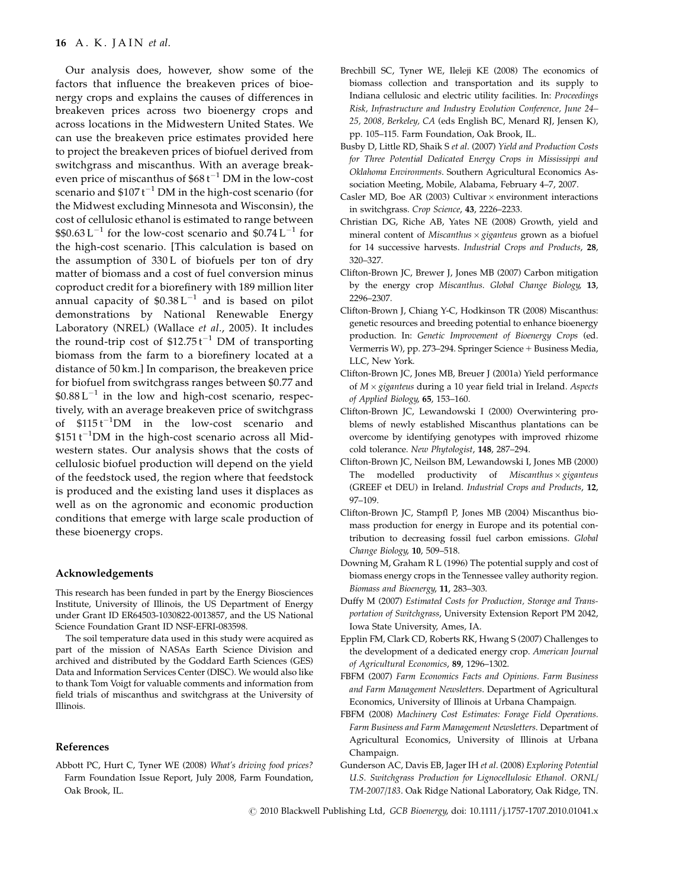Our analysis does, however, show some of the factors that influence the breakeven prices of bioenergy crops and explains the causes of differences in breakeven prices across two bioenergy crops and across locations in the Midwestern United States. We can use the breakeven price estimates provided here to project the breakeven prices of biofuel derived from switchgrass and miscanthus. With an average breakeven price of miscanthus of $68 t^{-1}$ DM in the low-cost scenario and $107 t^{-1}$ DM in the high-cost scenario (for the Midwest excluding Minnesota and Wisconsin), the cost of cellulosic ethanol is estimated to range between $$0.63 L^{-1}$ for the low-cost scenario and $0.74 L^{-1}$ for the high-cost scenario. [This calculation is based on the assumption of 330 L of biofuels per ton of dry matter of biomass and a cost of fuel conversion minus coproduct credit for a biorefinery with 189 million liter annual capacity of $0.38 L^{-1}$ and is based on pilot demonstrations by National Renewable Energy Laboratory (NREL) (Wallace *et al*., 2005). It includes the round-trip cost of $12.75 t^{-1}$ DM of transporting biomass from the farm to a biorefinery located at a distance of 50 km.] In comparison, the breakeven price for biofuel from switchgrass ranges between $0.77 and $0.88 L^{-1}$ in the low and high-cost scenario, respectively, with an average breakeven price of switchgrass of $115 t^{-1}$DM in the low-cost scenario and $151 t^{-1}$DM in the high-cost scenario across all Midwestern states. Our analysis shows that the costs of cellulosic biofuel production will depend on the yield of the feedstock used, the region where that feedstock is produced and the existing land uses it displaces as well as on the agronomic and economic production conditions that emerge with large scale production of these bioenergy crops.

## Acknowledgements

This research has been funded in part by the Energy Biosciences Institute, University of Illinois, the US Department of Energy under Grant ID ER64503-1030822-0013857, and the US National Science Foundation Grant ID NSF-EFRI-083598.

The soil temperature data used in this study were acquired as part of the mission of NASAs Earth Science Division and archived and distributed by the Goddard Earth Sciences (GES) Data and Information Services Center (DISC). We would also like to thank Tom Voigt for valuable comments and information from field trials of miscanthus and switchgrass at the University of Illinois.

## References

Abbott PC, Hurt C, Tyner WE (2008) *What's driving food prices?* Farm Foundation Issue Report, July 2008, Farm Foundation, Oak Brook, IL.

Brechbill SC, Tyner WE, Ileleji KE (2008) The economics of biomass collection and transportation and its supply to Indiana cellulosic and electric utility facilities. In: *Proceedings Risk, Infrastructure and Industry Evolution Conference, June 24–25, 2008, Berkeley, CA* (eds English BC, Menard RJ, Jensen K), pp. 105–115. Farm Foundation, Oak Brook, IL.

Busby D, Little RD, Shaik S *et al*. (2007) *Yield and Production Costs for Three Potential Dedicated Energy Crops in Mississippi and Oklahoma Environments*. Southern Agricultural Economics Association Meeting, Mobile, Alabama, February 4–7, 2007.

Casler MD, Boe AR (2003) Cultivar × environment interactions in switchgrass. *Crop Science*, **43**, 2226–2233.

Christian DG, Riche AB, Yates NE (2008) Growth, yield and mineral content of *Miscanthus × giganteus* grown as a biofuel for 14 successive harvests. *Industrial Crops and Products*, **28**, 320–327.

Clifton-Brown JC, Brewer J, Jones MB (2007) Carbon mitigation by the energy crop *Miscanthus*. *Global Change Biology*, **13**, 2296–2307.

Clifton-Brown J, Chiang Y-C, Hodkinson TR (2008) Miscanthus: genetic resources and breeding potential to enhance bioenergy production. In: *Genetic Improvement of Bioenergy Crops* (ed. Vermerris W), pp. 273–294. Springer Science + Business Media, LLC, New York.

Clifton-Brown JC, Jones MB, Breuer J (2001a) Yield performance of *M × giganteus* during a 10 year field trial in Ireland. *Aspects of Applied Biology*, **65**, 153–160.

Clifton-Brown JC, Lewandowski I (2000) Overwintering problems of newly established Miscanthus plantations can be overcome by identifying genotypes with improved rhizome cold tolerance. *New Phytologist*, **148**, 287–294.

Clifton-Brown JC, Neilson BM, Lewandowski I, Jones MB (2000) The modelled productivity of *Miscanthus × giganteus* (GREEF et DEU) in Ireland. *Industrial Crops and Products*, **12**, 97–109.

Clifton-Brown JC, Stampfl P, Jones MB (2004) Miscanthus biomass production for energy in Europe and its potential contribution to decreasing fossil fuel carbon emissions. *Global Change Biology*, **10**, 509–518.

Downing M, Graham R L (1996) The potential supply and cost of biomass energy crops in the Tennessee valley authority region. *Biomass and Bioenergy*, **11**, 283–303.

Duffy M (2007) *Estimated Costs for Production, Storage and Transportation of Switchgrass*, University Extension Report PM 2042, Iowa State University, Ames, IA.

Epplin FM, Clark CD, Roberts RK, Hwang S (2007) Challenges to the development of a dedicated energy crop. *American Journal of Agricultural Economics*, **89**, 1296–1302.

FBFM (2007) *Farm Economics Facts and Opinions. Farm Business and Farm Management Newsletters*. Department of Agricultural Economics, University of Illinois at Urbana Champaign.

FBFM (2008) *Machinery Cost Estimates: Forage Field Operations. Farm Business and Farm Management Newsletters*. Department of Agricultural Economics, University of Illinois at Urbana Champaign.

Gunderson AC, Davis EB, Jager IH *et al*. (2008) *Exploring Potential U.S. Switchgrass Production for Lignocellulosic Ethanol. ORNL/TM-2007/183*. Oak Ridge National Laboratory, Oak Ridge, TN.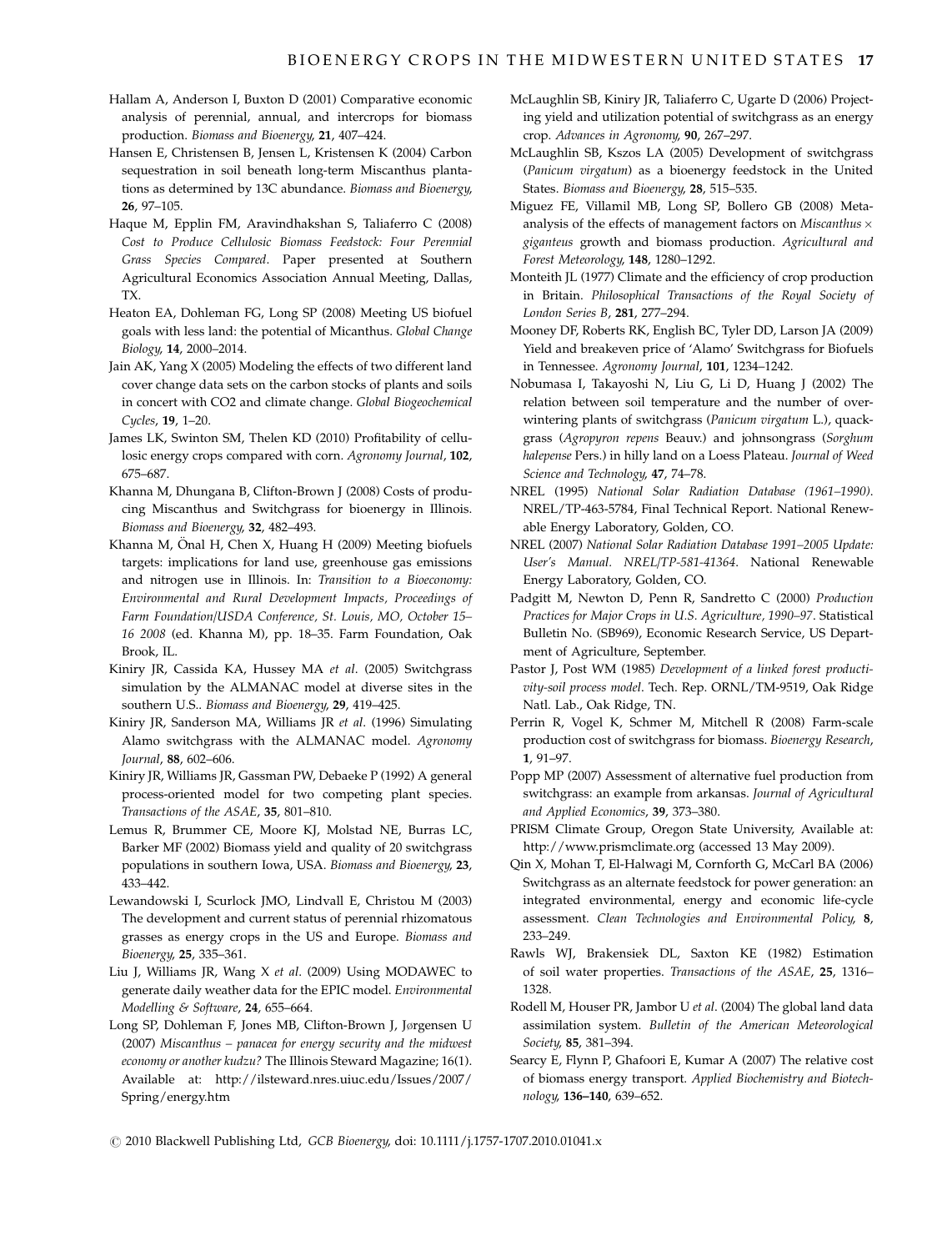Hallam A, Anderson I, Buxton D (2001) Comparative economic analysis of perennial, annual, and intercrops for biomass production. *Biomass and Bioenergy*, **21**, 407–424.

Hansen E, Christensen B, Jensen L, Kristensen K (2004) Carbon sequestration in soil beneath long-term Miscanthus plantations as determined by 13C abundance. *Biomass and Bioenergy*, **26**, 97–105.

Haque M, Epplin FM, Aravindhakshan S, Taliaferro C (2008) *Cost to Produce Cellulosic Biomass Feedstock: Four Perennial Grass Species Compared*. Paper presented at Southern Agricultural Economics Association Annual Meeting, Dallas, TX.

Heaton EA, Dohleman FG, Long SP (2008) Meeting US biofuel goals with less land: the potential of Micanthus. *Global Change Biology*, **14**, 2000–2014.

Jain AK, Yang X (2005) Modeling the effects of two different land cover change data sets on the carbon stocks of plants and soils in concert with CO2 and climate change. *Global Biogeochemical Cycles*, **19**, 1–20.

James LK, Swinton SM, Thelen KD (2010) Profitability of cellulosic energy crops compared with corn. *Agronomy Journal*, **102**, 675–687.

Khanna M, Dhungana B, Clifton-Brown J (2008) Costs of producing Miscanthus and Switchgrass for bioenergy in Illinois. *Biomass and Bioenergy*, **32**, 482–493.

Khanna M, Önal H, Chen X, Huang H (2009) Meeting biofuels targets: implications for land use, greenhouse gas emissions and nitrogen use in Illinois. In: *Transition to a Bioeconomy: Environmental and Rural Development Impacts, Proceedings of Farm Foundation/USDA Conference, St. Louis, MO, October 15–16 2008* (ed. Khanna M), pp. 18–35. Farm Foundation, Oak Brook, IL.

Kiniry JR, Cassida KA, Hussey MA *et al.* (2005) Switchgrass simulation by the ALMANAC model at diverse sites in the southern U.S.. *Biomass and Bioenergy*, **29**, 419–425.

Kiniry JR, Sanderson MA, Williams JR *et al.* (1996) Simulating Alamo switchgrass with the ALMANAC model. *Agronomy Journal*, **88**, 602–606.

Kiniry JR, Williams JR, Gassman PW, Debaeke P (1992) A general process-oriented model for two competing plant species. *Transactions of the ASAE*, **35**, 801–810.

Lemus R, Brummer CE, Moore KJ, Molstad NE, Burras LC, Barker MF (2002) Biomass yield and quality of 20 switchgrass populations in southern Iowa, USA. *Biomass and Bioenergy*, **23**, 433–442.

Lewandowski I, Scurlock JMO, Lindvall E, Christou M (2003) The development and current status of perennial rhizomatous grasses as energy crops in the US and Europe. *Biomass and Bioenergy*, **25**, 335–361.

Liu J, Williams JR, Wang X *et al.* (2009) Using MODAWEC to generate daily weather data for the EPIC model. *Environmental Modelling & Software*, **24**, 655–664.

Long SP, Dohleman F, Jones MB, Clifton-Brown J, Jørgensen U (2007) *Miscanthus – panacea for energy security and the midwest economy or another kudzu?* The Illinois Steward Magazine; 16(1). Available at: http://ilsteward.nres.uiuc.edu/Issues/2007/Spring/energy.htm

McLaughlin SB, Kiniry JR, Taliaferro C, Ugarte D (2006) Projecting yield and utilization potential of switchgrass as an energy crop. *Advances in Agronomy*, **90**, 267–297.

McLaughlin SB, Kszos LA (2005) Development of switchgrass (*Panicum virgatum*) as a bioenergy feedstock in the United States. *Biomass and Bioenergy*, **28**, 515–535.

Miguez FE, Villamil MB, Long SP, Bollero GB (2008) Meta-analysis of the effects of management factors on *Miscanthus* × *giganteus* growth and biomass production. *Agricultural and Forest Meteorology*, **148**, 1280–1292.

Monteith JL (1977) Climate and the efficiency of crop production in Britain. *Philosophical Transactions of the Royal Society of London Series B*, **281**, 277–294.

Mooney DF, Roberts RK, English BC, Tyler DD, Larson JA (2009) Yield and breakeven price of 'Alamo' Switchgrass for Biofuels in Tennessee. *Agronomy Journal*, **101**, 1234–1242.

Nobumasa I, Takayoshi N, Liu G, Li D, Huang J (2002) The relation between soil temperature and the number of overwintering plants of switchgrass (*Panicum virgatum* L.), quackgrass (*Agropyron repens* Beauv.) and johnsongrass (*Sorghum halepense* Pers.) in hilly land on a Loess Plateau. *Journal of Weed Science and Technology*, **47**, 74–78.

NREL (1995) *National Solar Radiation Database (1961–1990)*. NREL/TP-463-5784, Final Technical Report. National Renewable Energy Laboratory, Golden, CO.

NREL (2007) *National Solar Radiation Database 1991–2005 Update: User's Manual. NREL/TP-581-41364*. National Renewable Energy Laboratory, Golden, CO.

Padgitt M, Newton D, Penn R, Sandretto C (2000) *Production Practices for Major Crops in U.S. Agriculture, 1990–97*. Statistical Bulletin No. (SB969), Economic Research Service, US Department of Agriculture, September.

Pastor J, Post WM (1985) *Development of a linked forest productivity-soil process model*. Tech. Rep. ORNL/TM-9519, Oak Ridge Natl. Lab., Oak Ridge, TN.

Perrin R, Vogel K, Schmer M, Mitchell R (2008) Farm-scale production cost of switchgrass for biomass. *Bioenergy Research*, **1**, 91–97.

Popp MP (2007) Assessment of alternative fuel production from switchgrass: an example from arkansas. *Journal of Agricultural and Applied Economics*, **39**, 373–380.

PRISM Climate Group, Oregon State University, Available at: http://www.prismclimate.org (accessed 13 May 2009).

Qin X, Mohan T, El-Halwagi M, Cornforth G, McCarl BA (2006) Switchgrass as an alternate feedstock for power generation: an integrated environmental, energy and economic life-cycle assessment. *Clean Technologies and Environmental Policy*, **8**, 233–249.

Rawls WJ, Brakensiek DL, Saxton KE (1982) Estimation of soil water properties. *Transactions of the ASAE*, **25**, 1316–1328.

Rodell M, Houser PR, Jambor U *et al.* (2004) The global land data assimilation system. *Bulletin of the American Meteorological Society*, **85**, 381–394.

Searcy E, Flynn P, Ghafoori E, Kumar A (2007) The relative cost of biomass energy transport. *Applied Biochemistry and Biotechnology*, **136–140**, 639–652.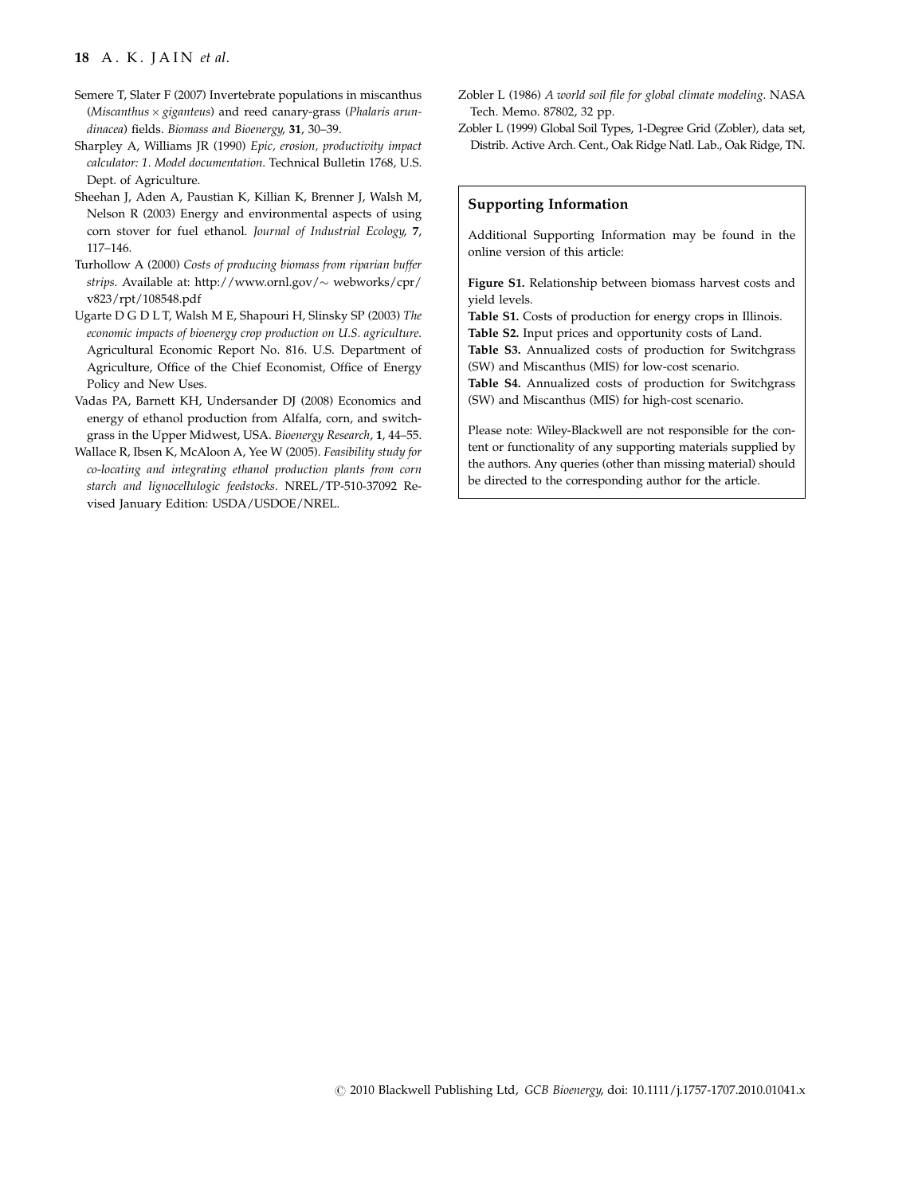Semere T, Slater F (2007) Invertebrate populations in miscanthus (*Miscanthus × giganteus*) and reed canary-grass (*Phalaris arundinacea*) fields. *Biomass and Bioenergy*, **31**, 30–39.

Sharpley A, Williams JR (1990) *Epic, erosion, productivity impact calculator: 1. Model documentation*. Technical Bulletin 1768, U.S. Dept. of Agriculture.

Sheehan J, Aden A, Paustian K, Killian K, Brenner J, Walsh M, Nelson R (2003) Energy and environmental aspects of using corn stover for fuel ethanol. *Journal of Industrial Ecology*, **7**, 117–146.

Turhollow A (2000) *Costs of producing biomass from riparian buffer strips*. Available at: http://www.ornl.gov/~ webworks/cpr/v823/rpt/108548.pdf

Ugarte D G D L T, Walsh M E, Shapouri H, Slinsky SP (2003) *The economic impacts of bioenergy crop production on U.S. agriculture*. Agricultural Economic Report No. 816. U.S. Department of Agriculture, Office of the Chief Economist, Office of Energy Policy and New Uses.

Vadas PA, Barnett KH, Undersander DJ (2008) Economics and energy of ethanol production from Alfalfa, corn, and switchgrass in the Upper Midwest, USA. *Bioenergy Research*, **1**, 44–55.

Wallace R, Ibsen K, McAloon A, Yee W (2005). *Feasibility study for co-locating and integrating ethanol production plants from corn starch and lignocellulogic feedstocks*. NREL/TP-510-37092 Revised January Edition: USDA/USDOE/NREL.

Zobler L (1986) *A world soil file for global climate modeling*. NASA Tech. Memo. 87802, 32 pp.

Zobler L (1999) Global Soil Types, 1-Degree Grid (Zobler), data set, Distrib. Active Arch. Cent., Oak Ridge Natl. Lab., Oak Ridge, TN.

## Supporting Information

Additional Supporting Information may be found in the online version of this article:

**Figure S1.** Relationship between biomass harvest costs and yield levels.

**Table S1.** Costs of production for energy crops in Illinois.

**Table S2.** Input prices and opportunity costs of Land.

**Table S3.** Annualized costs of production for Switchgrass (SW) and Miscanthus (MIS) for low-cost scenario.

**Table S4.** Annualized costs of production for Switchgrass (SW) and Miscanthus (MIS) for high-cost scenario.

Please note: Wiley-Blackwell are not responsible for the content or functionality of any supporting materials supplied by the authors. Any queries (other than missing material) should be directed to the corresponding author for the article.